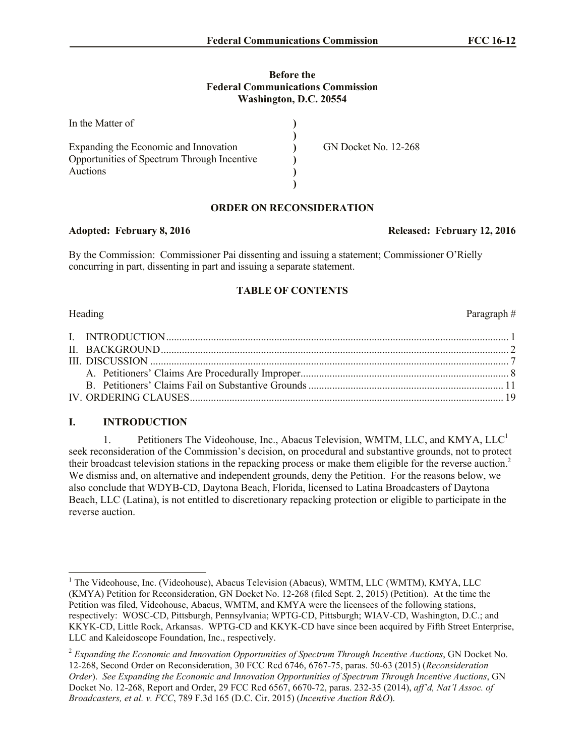**Before the**
**Federal Communications Commission**
**Washington, D.C. 20554**

| | | |
|---|---|---|
| In the Matter of | ) | |
| | ) | |
| Expanding the Economic and Innovation Opportunities of Spectrum Through Incentive Auctions | ) | GN Docket No. 12-268 |
| | ) | |
| | ) | |

**ORDER ON RECONSIDERATION**

**Adopted: February 8, 2016** **Released: February 12, 2016**

By the Commission: Commissioner Pai dissenting and issuing a statement; Commissioner O'Rielly concurring in part, dissenting in part and issuing a separate statement.

**TABLE OF CONTENTS**

| Heading | Paragraph # |
|---|---|
| I. INTRODUCTION | 1 |
| II. BACKGROUND | 2 |
| III. DISCUSSION | 7 |
| A. Petitioners' Claims Are Procedurally Improper | 8 |
| B. Petitioners' Claims Fail on Substantive Grounds | 11 |
| IV. ORDERING CLAUSES | 19 |

# I. INTRODUCTION

1. Petitioners The Videohouse, Inc., Abacus Television, WMTM, LLC, and KMYA, LLC[1] seek reconsideration of the Commission's decision, on procedural and substantive grounds, not to protect their broadcast television stations in the repacking process or make them eligible for the reverse auction.[2] We dismiss and, on alternative and independent grounds, deny the Petition. For the reasons below, we also conclude that WDYB-CD, Daytona Beach, Florida, licensed to Latina Broadcasters of Daytona Beach, LLC (Latina), is not entitled to discretionary repacking protection or eligible to participate in the reverse auction.

---

[1] The Videohouse, Inc. (Videohouse), Abacus Television (Abacus), WMTM, LLC (WMTM), KMYA, LLC (KMYA) Petition for Reconsideration, GN Docket No. 12-268 (filed Sept. 2, 2015) (Petition). At the time the Petition was filed, Videohouse, Abacus, WMTM, and KMYA were the licensees of the following stations, respectively: WOSC-CD, Pittsburgh, Pennsylvania; WPTG-CD, Pittsburgh; WIAV-CD, Washington, D.C.; and KKYK-CD, Little Rock, Arkansas. WPTG-CD and KKYK-CD have since been acquired by Fifth Street Enterprise, LLC and Kaleidoscope Foundation, Inc., respectively.

[2] *Expanding the Economic and Innovation Opportunities of Spectrum Through Incentive Auctions*, GN Docket No. 12-268, Second Order on Reconsideration, 30 FCC Rcd 6746, 6767-75, paras. 50-63 (2015) (*Reconsideration Order*). *See Expanding the Economic and Innovation Opportunities of Spectrum Through Incentive Auctions*, GN Docket No. 12-268, Report and Order, 29 FCC Rcd 6567, 6670-72, paras. 232-35 (2014), *aff'd, Nat'l Assoc. of Broadcasters, et al. v. FCC*, 789 F.3d 165 (D.C. Cir. 2015) (*Incentive Auction R&O*).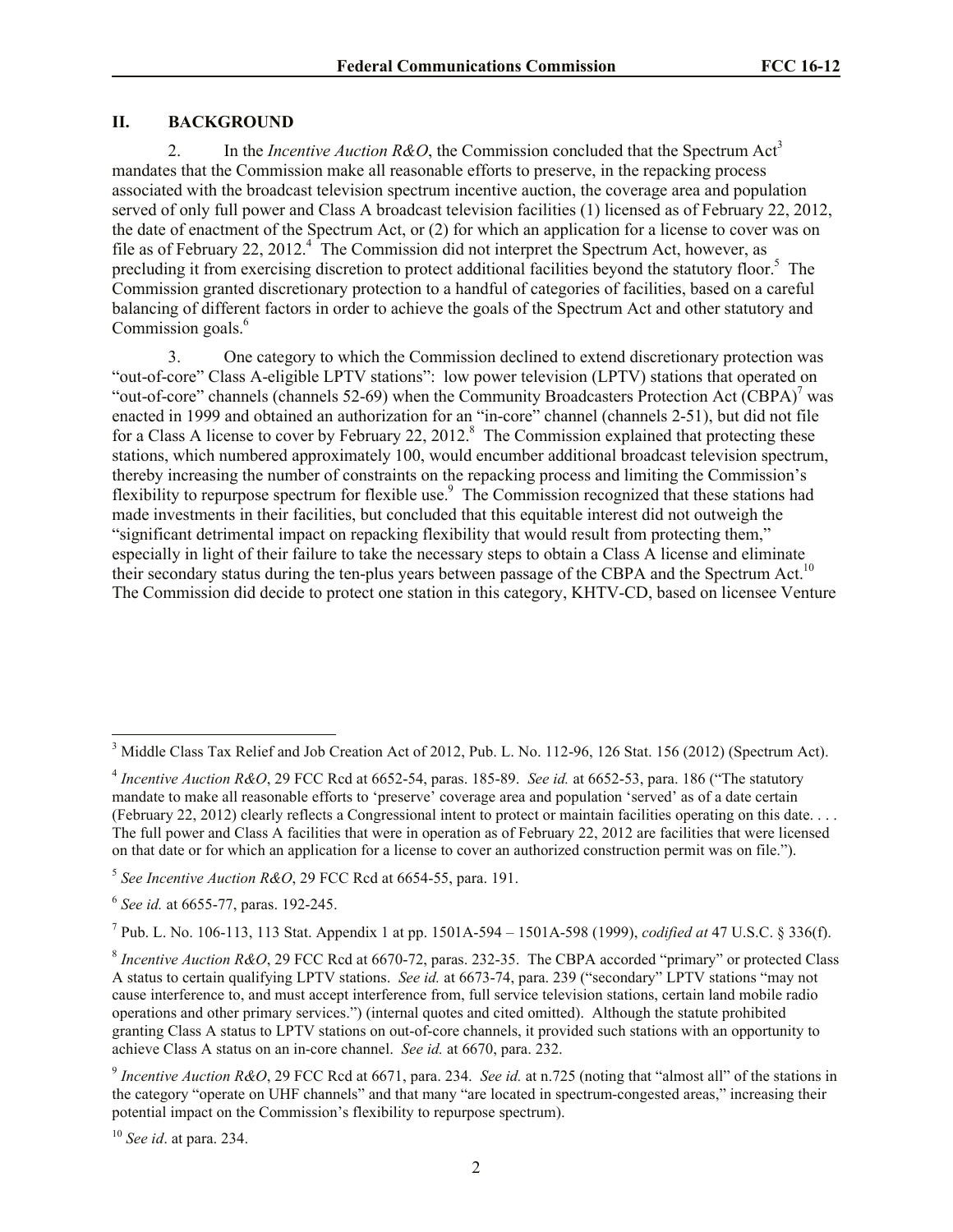## II. BACKGROUND

2. In the *Incentive Auction R&O*, the Commission concluded that the Spectrum Act[3] mandates that the Commission make all reasonable efforts to preserve, in the repacking process associated with the broadcast television spectrum incentive auction, the coverage area and population served of only full power and Class A broadcast television facilities (1) licensed as of February 22, 2012, the date of enactment of the Spectrum Act, or (2) for which an application for a license to cover was on file as of February 22, 2012.[4] The Commission did not interpret the Spectrum Act, however, as precluding it from exercising discretion to protect additional facilities beyond the statutory floor.[5] The Commission granted discretionary protection to a handful of categories of facilities, based on a careful balancing of different factors in order to achieve the goals of the Spectrum Act and other statutory and Commission goals.[6]

3. One category to which the Commission declined to extend discretionary protection was "out-of-core" Class A-eligible LPTV stations": low power television (LPTV) stations that operated on "out-of-core" channels (channels 52-69) when the Community Broadcasters Protection Act (CBPA)[7] was enacted in 1999 and obtained an authorization for an "in-core" channel (channels 2-51), but did not file for a Class A license to cover by February 22, 2012.[8] The Commission explained that protecting these stations, which numbered approximately 100, would encumber additional broadcast television spectrum, thereby increasing the number of constraints on the repacking process and limiting the Commission's flexibility to repurpose spectrum for flexible use.[9] The Commission recognized that these stations had made investments in their facilities, but concluded that this equitable interest did not outweigh the "significant detrimental impact on repacking flexibility that would result from protecting them," especially in light of their failure to take the necessary steps to obtain a Class A license and eliminate their secondary status during the ten-plus years between passage of the CBPA and the Spectrum Act.[10] The Commission did decide to protect one station in this category, KHTV-CD, based on licensee Venture

---

[3] Middle Class Tax Relief and Job Creation Act of 2012, Pub. L. No. 112-96, 126 Stat. 156 (2012) (Spectrum Act).

[4] *Incentive Auction R&O*, 29 FCC Rcd at 6652-54, paras. 185-89. *See id.* at 6652-53, para. 186 ("The statutory mandate to make all reasonable efforts to 'preserve' coverage area and population 'served' as of a date certain (February 22, 2012) clearly reflects a Congressional intent to protect or maintain facilities operating on this date. . . . The full power and Class A facilities that were in operation as of February 22, 2012 are facilities that were licensed on that date or for which an application for a license to cover an authorized construction permit was on file.").

[5] *See Incentive Auction R&O*, 29 FCC Rcd at 6654-55, para. 191.

[6] *See id.* at 6655-77, paras. 192-245.

[7] Pub. L. No. 106-113, 113 Stat. Appendix 1 at pp. 1501A-594 – 1501A-598 (1999), *codified at* 47 U.S.C. § 336(f).

[8] *Incentive Auction R&O*, 29 FCC Rcd at 6670-72, paras. 232-35. The CBPA accorded "primary" or protected Class A status to certain qualifying LPTV stations. *See id.* at 6673-74, para. 239 ("secondary" LPTV stations "may not cause interference to, and must accept interference from, full service television stations, certain land mobile radio operations and other primary services.") (internal quotes and cited omitted). Although the statute prohibited granting Class A status to LPTV stations on out-of-core channels, it provided such stations with an opportunity to achieve Class A status on an in-core channel. *See id.* at 6670, para. 232.

[9] *Incentive Auction R&O*, 29 FCC Rcd at 6671, para. 234. *See id.* at n.725 (noting that "almost all" of the stations in the category "operate on UHF channels" and that many "are located in spectrum-congested areas," increasing their potential impact on the Commission's flexibility to repurpose spectrum).

[10] *See id*. at para. 234.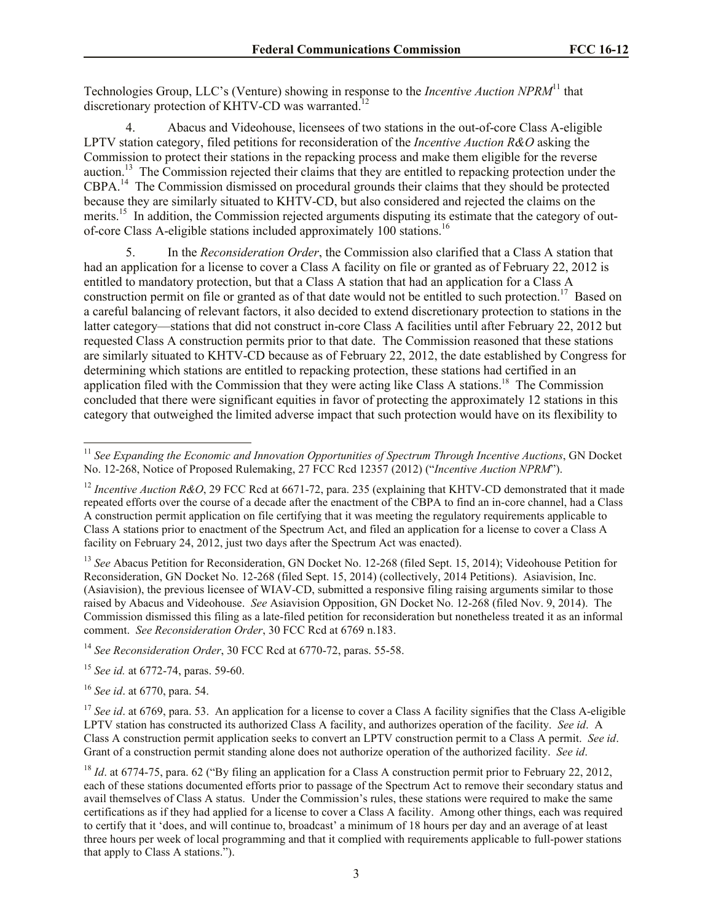Technologies Group, LLC's (Venture) showing in response to the *Incentive Auction NPRM*[11] that discretionary protection of KHTV-CD was warranted.[12]

4. Abacus and Videohouse, licensees of two stations in the out-of-core Class A-eligible LPTV station category, filed petitions for reconsideration of the *Incentive Auction R&O* asking the Commission to protect their stations in the repacking process and make them eligible for the reverse auction.[13] The Commission rejected their claims that they are entitled to repacking protection under the CBPA.[14] The Commission dismissed on procedural grounds their claims that they should be protected because they are similarly situated to KHTV-CD, but also considered and rejected the claims on the merits.[15] In addition, the Commission rejected arguments disputing its estimate that the category of out-of-core Class A-eligible stations included approximately 100 stations.[16]

5. In the *Reconsideration Order*, the Commission also clarified that a Class A station that had an application for a license to cover a Class A facility on file or granted as of February 22, 2012 is entitled to mandatory protection, but that a Class A station that had an application for a Class A construction permit on file or granted as of that date would not be entitled to such protection.[17] Based on a careful balancing of relevant factors, it also decided to extend discretionary protection to stations in the latter category—stations that did not construct in-core Class A facilities until after February 22, 2012 but requested Class A construction permits prior to that date. The Commission reasoned that these stations are similarly situated to KHTV-CD because as of February 22, 2012, the date established by Congress for determining which stations are entitled to repacking protection, these stations had certified in an application filed with the Commission that they were acting like Class A stations.[18] The Commission concluded that there were significant equities in favor of protecting the approximately 12 stations in this category that outweighed the limited adverse impact that such protection would have on its flexibility to

---

[11] *See Expanding the Economic and Innovation Opportunities of Spectrum Through Incentive Auctions*, GN Docket No. 12-268, Notice of Proposed Rulemaking, 27 FCC Rcd 12357 (2012) ("*Incentive Auction NPRM*").

[12] *Incentive Auction R&O*, 29 FCC Rcd at 6671-72, para. 235 (explaining that KHTV-CD demonstrated that it made repeated efforts over the course of a decade after the enactment of the CBPA to find an in-core channel, had a Class A construction permit application on file certifying that it was meeting the regulatory requirements applicable to Class A stations prior to enactment of the Spectrum Act, and filed an application for a license to cover a Class A facility on February 24, 2012, just two days after the Spectrum Act was enacted).

[13] *See* Abacus Petition for Reconsideration, GN Docket No. 12-268 (filed Sept. 15, 2014); Videohouse Petition for Reconsideration, GN Docket No. 12-268 (filed Sept. 15, 2014) (collectively, 2014 Petitions). Asiavision, Inc. (Asiavision), the previous licensee of WIAV-CD, submitted a responsive filing raising arguments similar to those raised by Abacus and Videohouse. *See* Asiavision Opposition, GN Docket No. 12-268 (filed Nov. 9, 2014). The Commission dismissed this filing as a late-filed petition for reconsideration but nonetheless treated it as an informal comment. *See Reconsideration Order*, 30 FCC Rcd at 6769 n.183.

[14] *See Reconsideration Order*, 30 FCC Rcd at 6770-72, paras. 55-58.

[15] *See id.* at 6772-74, paras. 59-60.

[16] *See id*. at 6770, para. 54.

[17] *See id*. at 6769, para. 53. An application for a license to cover a Class A facility signifies that the Class A-eligible LPTV station has constructed its authorized Class A facility, and authorizes operation of the facility. *See id*. A Class A construction permit application seeks to convert an LPTV construction permit to a Class A permit. *See id*. Grant of a construction permit standing alone does not authorize operation of the authorized facility. *See id*.

[18] *Id*. at 6774-75, para. 62 ("By filing an application for a Class A construction permit prior to February 22, 2012, each of these stations documented efforts prior to passage of the Spectrum Act to remove their secondary status and avail themselves of Class A status. Under the Commission's rules, these stations were required to make the same certifications as if they had applied for a license to cover a Class A facility. Among other things, each was required to certify that it 'does, and will continue to, broadcast' a minimum of 18 hours per day and an average of at least three hours per week of local programming and that it complied with requirements applicable to full-power stations that apply to Class A stations.").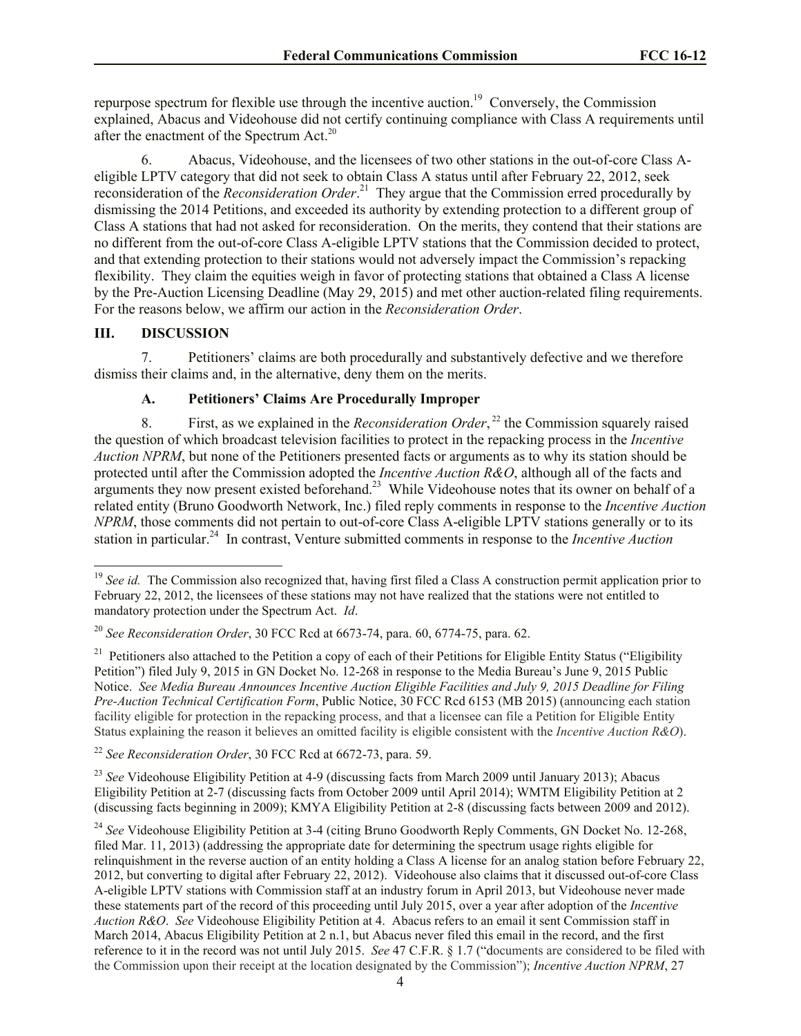repurpose spectrum for flexible use through the incentive auction.[19] Conversely, the Commission explained, Abacus and Videohouse did not certify continuing compliance with Class A requirements until after the enactment of the Spectrum Act.[20]

6. Abacus, Videohouse, and the licensees of two other stations in the out-of-core Class A-eligible LPTV category that did not seek to obtain Class A status until after February 22, 2012, seek reconsideration of the *Reconsideration Order*.[21] They argue that the Commission erred procedurally by dismissing the 2014 Petitions, and exceeded its authority by extending protection to a different group of Class A stations that had not asked for reconsideration. On the merits, they contend that their stations are no different from the out-of-core Class A-eligible LPTV stations that the Commission decided to protect, and that extending protection to their stations would not adversely impact the Commission's repacking flexibility. They claim the equities weigh in favor of protecting stations that obtained a Class A license by the Pre-Auction Licensing Deadline (May 29, 2015) and met other auction-related filing requirements. For the reasons below, we affirm our action in the *Reconsideration Order*.

## III. DISCUSSION

7. Petitioners' claims are both procedurally and substantively defective and we therefore dismiss their claims and, in the alternative, deny them on the merits.

### A. Petitioners' Claims Are Procedurally Improper

8. First, as we explained in the *Reconsideration Order*,[22] the Commission squarely raised the question of which broadcast television facilities to protect in the repacking process in the *Incentive Auction NPRM*, but none of the Petitioners presented facts or arguments as to why its station should be protected until after the Commission adopted the *Incentive Auction R&O*, although all of the facts and arguments they now present existed beforehand.[23] While Videohouse notes that its owner on behalf of a related entity (Bruno Goodworth Network, Inc.) filed reply comments in response to the *Incentive Auction NPRM*, those comments did not pertain to out-of-core Class A-eligible LPTV stations generally or to its station in particular.[24] In contrast, Venture submitted comments in response to the *Incentive Auction*

---

[19] *See id.* The Commission also recognized that, having first filed a Class A construction permit application prior to February 22, 2012, the licensees of these stations may not have realized that the stations were not entitled to mandatory protection under the Spectrum Act. *Id*.

[20] *See Reconsideration Order*, 30 FCC Rcd at 6673-74, para. 60, 6774-75, para. 62.

[21] Petitioners also attached to the Petition a copy of each of their Petitions for Eligible Entity Status ("Eligibility Petition") filed July 9, 2015 in GN Docket No. 12-268 in response to the Media Bureau's June 9, 2015 Public Notice. *See Media Bureau Announces Incentive Auction Eligible Facilities and July 9, 2015 Deadline for Filing Pre-Auction Technical Certification Form*, Public Notice, 30 FCC Rcd 6153 (MB 2015) (announcing each station facility eligible for protection in the repacking process, and that a licensee can file a Petition for Eligible Entity Status explaining the reason it believes an omitted facility is eligible consistent with the *Incentive Auction R&O*).

[22] *See Reconsideration Order*, 30 FCC Rcd at 6672-73, para. 59.

[23] *See* Videohouse Eligibility Petition at 4-9 (discussing facts from March 2009 until January 2013); Abacus Eligibility Petition at 2-7 (discussing facts from October 2009 until April 2014); WMTM Eligibility Petition at 2 (discussing facts beginning in 2009); KMYA Eligibility Petition at 2-8 (discussing facts between 2009 and 2012).

[24] *See* Videohouse Eligibility Petition at 3-4 (citing Bruno Goodworth Reply Comments, GN Docket No. 12-268, filed Mar. 11, 2013) (addressing the appropriate date for determining the spectrum usage rights eligible for relinquishment in the reverse auction of an entity holding a Class A license for an analog station before February 22, 2012, but converting to digital after February 22, 2012). Videohouse also claims that it discussed out-of-core Class A-eligible LPTV stations with Commission staff at an industry forum in April 2013, but Videohouse never made these statements part of the record of this proceeding until July 2015, over a year after adoption of the *Incentive Auction R&O*. *See* Videohouse Eligibility Petition at 4. Abacus refers to an email it sent Commission staff in March 2014, Abacus Eligibility Petition at 2 n.1, but Abacus never filed this email in the record, and the first reference to it in the record was not until July 2015. *See* 47 C.F.R. § 1.7 ("documents are considered to be filed with the Commission upon their receipt at the location designated by the Commission"); *Incentive Auction NPRM*, 27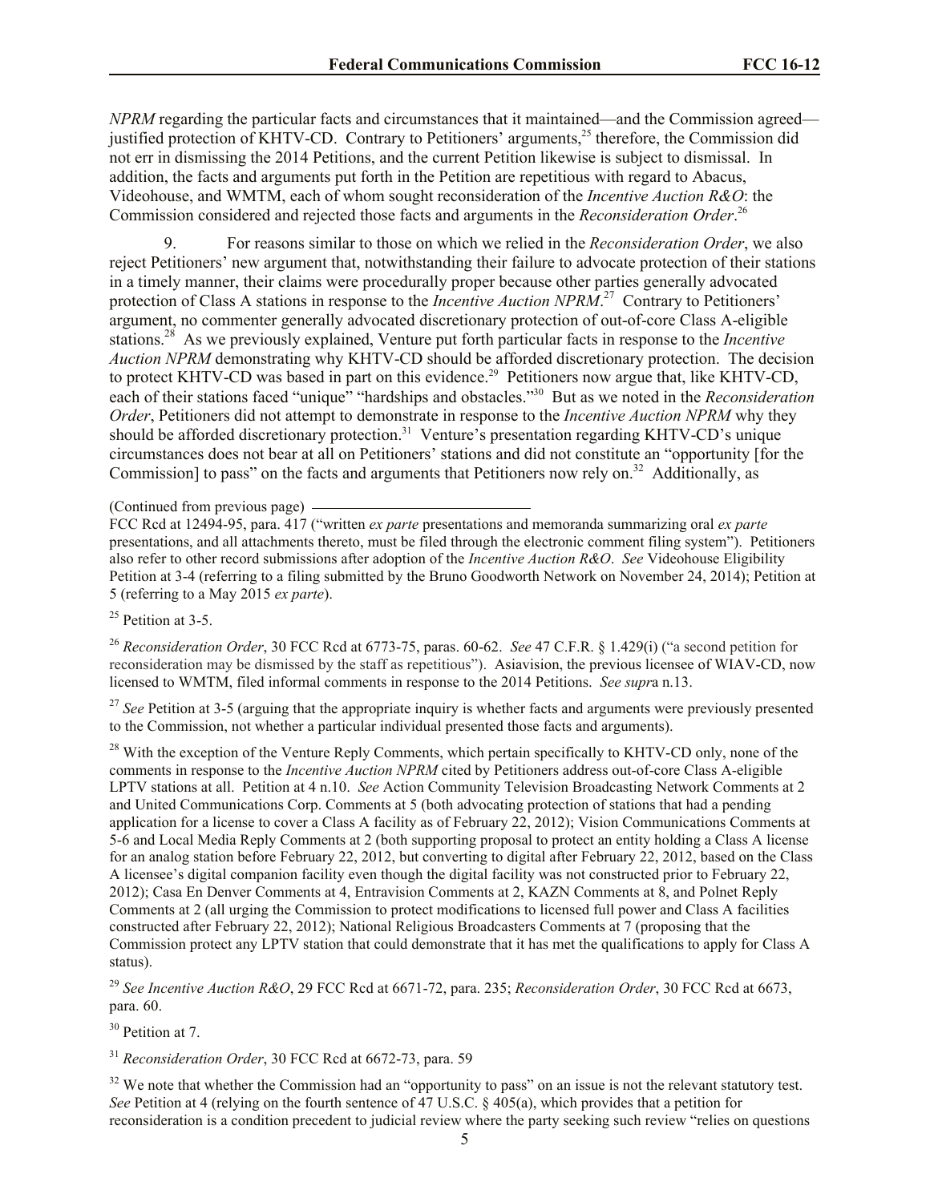*NPRM* regarding the particular facts and circumstances that it maintained—and the Commission agreed—justified protection of KHTV-CD. Contrary to Petitioners' arguments,[25] therefore, the Commission did not err in dismissing the 2014 Petitions, and the current Petition likewise is subject to dismissal. In addition, the facts and arguments put forth in the Petition are repetitious with regard to Abacus, Videohouse, and WMTM, each of whom sought reconsideration of the *Incentive Auction R&O*: the Commission considered and rejected those facts and arguments in the *Reconsideration Order*.[26]

9. For reasons similar to those on which we relied in the *Reconsideration Order*, we also reject Petitioners' new argument that, notwithstanding their failure to advocate protection of their stations in a timely manner, their claims were procedurally proper because other parties generally advocated protection of Class A stations in response to the *Incentive Auction NPRM*.[27] Contrary to Petitioners' argument, no commenter generally advocated discretionary protection of out-of-core Class A-eligible stations.[28] As we previously explained, Venture put forth particular facts in response to the *Incentive Auction NPRM* demonstrating why KHTV-CD should be afforded discretionary protection. The decision to protect KHTV-CD was based in part on this evidence.[29] Petitioners now argue that, like KHTV-CD, each of their stations faced "unique" "hardships and obstacles."[30] But as we noted in the *Reconsideration Order*, Petitioners did not attempt to demonstrate in response to the *Incentive Auction NPRM* why they should be afforded discretionary protection.[31] Venture's presentation regarding KHTV-CD's unique circumstances does not bear at all on Petitioners' stations and did not constitute an "opportunity [for the Commission] to pass" on the facts and arguments that Petitioners now rely on.[32] Additionally, as

(Continued from previous page)

FCC Rcd at 12494-95, para. 417 ("written *ex parte* presentations and memoranda summarizing oral *ex parte* presentations, and all attachments thereto, must be filed through the electronic comment filing system"). Petitioners also refer to other record submissions after adoption of the *Incentive Auction R&O*. *See* Videohouse Eligibility Petition at 3-4 (referring to a filing submitted by the Bruno Goodworth Network on November 24, 2014); Petition at 5 (referring to a May 2015 *ex parte*).

[25] Petition at 3-5.

[26] *Reconsideration Order*, 30 FCC Rcd at 6773-75, paras. 60-62. *See* 47 C.F.R. § 1.429(i) ("a second petition for reconsideration may be dismissed by the staff as repetitious"). Asiavision, the previous licensee of WIAV-CD, now licensed to WMTM, filed informal comments in response to the 2014 Petitions. *See supra* n.13.

[27] *See* Petition at 3-5 (arguing that the appropriate inquiry is whether facts and arguments were previously presented to the Commission, not whether a particular individual presented those facts and arguments).

[28] With the exception of the Venture Reply Comments, which pertain specifically to KHTV-CD only, none of the comments in response to the *Incentive Auction NPRM* cited by Petitioners address out-of-core Class A-eligible LPTV stations at all. Petition at 4 n.10. *See* Action Community Television Broadcasting Network Comments at 2 and United Communications Corp. Comments at 5 (both advocating protection of stations that had a pending application for a license to cover a Class A facility as of February 22, 2012); Vision Communications Comments at 5-6 and Local Media Reply Comments at 2 (both supporting proposal to protect an entity holding a Class A license for an analog station before February 22, 2012, but converting to digital after February 22, 2012, based on the Class A licensee's digital companion facility even though the digital facility was not constructed prior to February 22, 2012); Casa En Denver Comments at 4, Entravision Comments at 2, KAZN Comments at 8, and Polnet Reply Comments at 2 (all urging the Commission to protect modifications to licensed full power and Class A facilities constructed after February 22, 2012); National Religious Broadcasters Comments at 7 (proposing that the Commission protect any LPTV station that could demonstrate that it has met the qualifications to apply for Class A status).

[29] *See Incentive Auction R&O*, 29 FCC Rcd at 6671-72, para. 235; *Reconsideration Order*, 30 FCC Rcd at 6673, para. 60.

[30] Petition at 7.

[31] *Reconsideration Order*, 30 FCC Rcd at 6672-73, para. 59

[32] We note that whether the Commission had an "opportunity to pass" on an issue is not the relevant statutory test. *See* Petition at 4 (relying on the fourth sentence of 47 U.S.C. § 405(a), which provides that a petition for reconsideration is a condition precedent to judicial review where the party seeking such review "relies on questions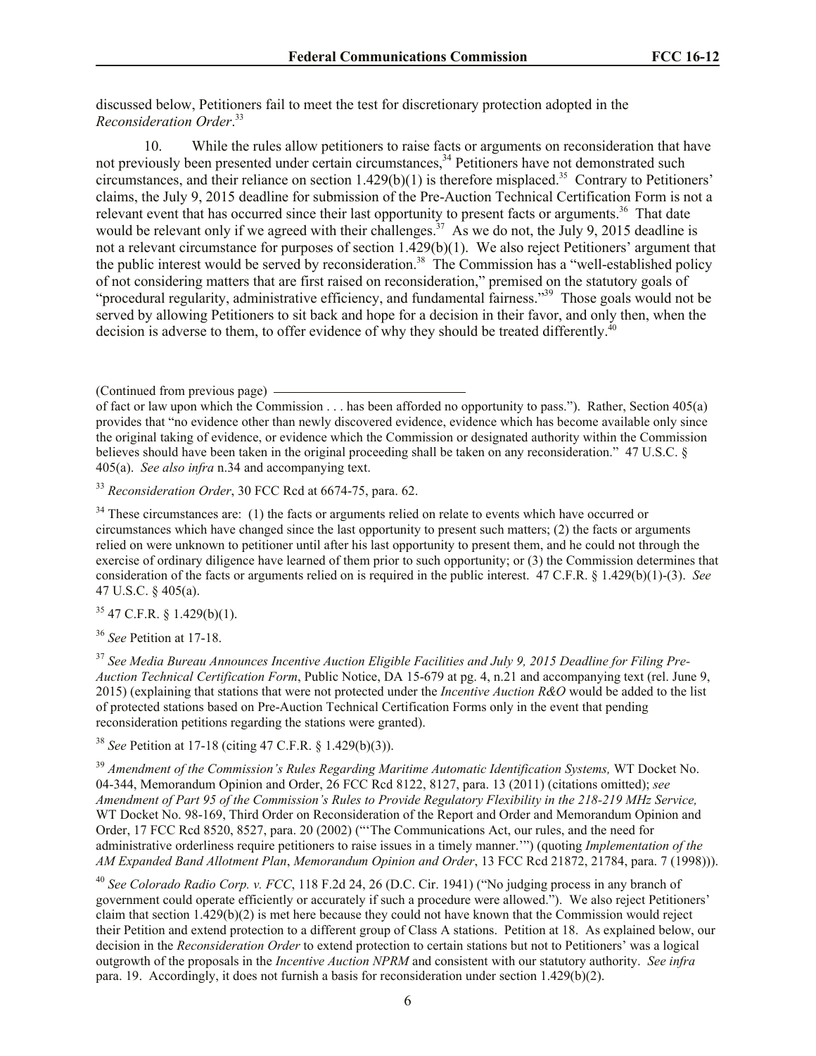discussed below, Petitioners fail to meet the test for discretionary protection adopted in the *Reconsideration Order*.[33]

10. While the rules allow petitioners to raise facts or arguments on reconsideration that have not previously been presented under certain circumstances,[34] Petitioners have not demonstrated such circumstances, and their reliance on section 1.429(b)(1) is therefore misplaced.[35] Contrary to Petitioners' claims, the July 9, 2015 deadline for submission of the Pre-Auction Technical Certification Form is not a relevant event that has occurred since their last opportunity to present facts or arguments.[36] That date would be relevant only if we agreed with their challenges.[37] As we do not, the July 9, 2015 deadline is not a relevant circumstance for purposes of section 1.429(b)(1). We also reject Petitioners' argument that the public interest would be served by reconsideration.[38] The Commission has a "well-established policy of not considering matters that are first raised on reconsideration," premised on the statutory goals of "procedural regularity, administrative efficiency, and fundamental fairness."[39] Those goals would not be served by allowing Petitioners to sit back and hope for a decision in their favor, and only then, when the decision is adverse to them, to offer evidence of why they should be treated differently.[40]

(Continued from previous page)

of fact or law upon which the Commission . . . has been afforded no opportunity to pass."). Rather, Section 405(a) provides that "no evidence other than newly discovered evidence, evidence which has become available only since the original taking of evidence, or evidence which the Commission or designated authority within the Commission believes should have been taken in the original proceeding shall be taken on any reconsideration." 47 U.S.C. § 405(a). *See also infra* n.34 and accompanying text.

[33] *Reconsideration Order*, 30 FCC Rcd at 6674-75, para. 62.

[34] These circumstances are: (1) the facts or arguments relied on relate to events which have occurred or circumstances which have changed since the last opportunity to present such matters; (2) the facts or arguments relied on were unknown to petitioner until after his last opportunity to present them, and he could not through the exercise of ordinary diligence have learned of them prior to such opportunity; or (3) the Commission determines that consideration of the facts or arguments relied on is required in the public interest. 47 C.F.R. § 1.429(b)(1)-(3). *See* 47 U.S.C. § 405(a).

[35] 47 C.F.R. § 1.429(b)(1).

[36] *See* Petition at 17-18.

[37] *See Media Bureau Announces Incentive Auction Eligible Facilities and July 9, 2015 Deadline for Filing Pre-Auction Technical Certification Form*, Public Notice, DA 15-679 at pg. 4, n.21 and accompanying text (rel. June 9, 2015) (explaining that stations that were not protected under the *Incentive Auction R&O* would be added to the list of protected stations based on Pre-Auction Technical Certification Forms only in the event that pending reconsideration petitions regarding the stations were granted).

[38] *See* Petition at 17-18 (citing 47 C.F.R. § 1.429(b)(3)).

[39] *Amendment of the Commission's Rules Regarding Maritime Automatic Identification Systems,* WT Docket No. 04-344, Memorandum Opinion and Order, 26 FCC Rcd 8122, 8127, para. 13 (2011) (citations omitted); *see Amendment of Part 95 of the Commission's Rules to Provide Regulatory Flexibility in the 218-219 MHz Service,* WT Docket No. 98-169, Third Order on Reconsideration of the Report and Order and Memorandum Opinion and Order, 17 FCC Rcd 8520, 8527, para. 20 (2002) ("'The Communications Act, our rules, and the need for administrative orderliness require petitioners to raise issues in a timely manner.'") (quoting *Implementation of the AM Expanded Band Allotment Plan*, *Memorandum Opinion and Order*, 13 FCC Rcd 21872, 21784, para. 7 (1998))).

[40] *See Colorado Radio Corp. v. FCC*, 118 F.2d 24, 26 (D.C. Cir. 1941) ("No judging process in any branch of government could operate efficiently or accurately if such a procedure were allowed."). We also reject Petitioners' claim that section 1.429(b)(2) is met here because they could not have known that the Commission would reject their Petition and extend protection to a different group of Class A stations. Petition at 18. As explained below, our decision in the *Reconsideration Order* to extend protection to certain stations but not to Petitioners' was a logical outgrowth of the proposals in the *Incentive Auction NPRM* and consistent with our statutory authority. *See infra* para. 19. Accordingly, it does not furnish a basis for reconsideration under section 1.429(b)(2).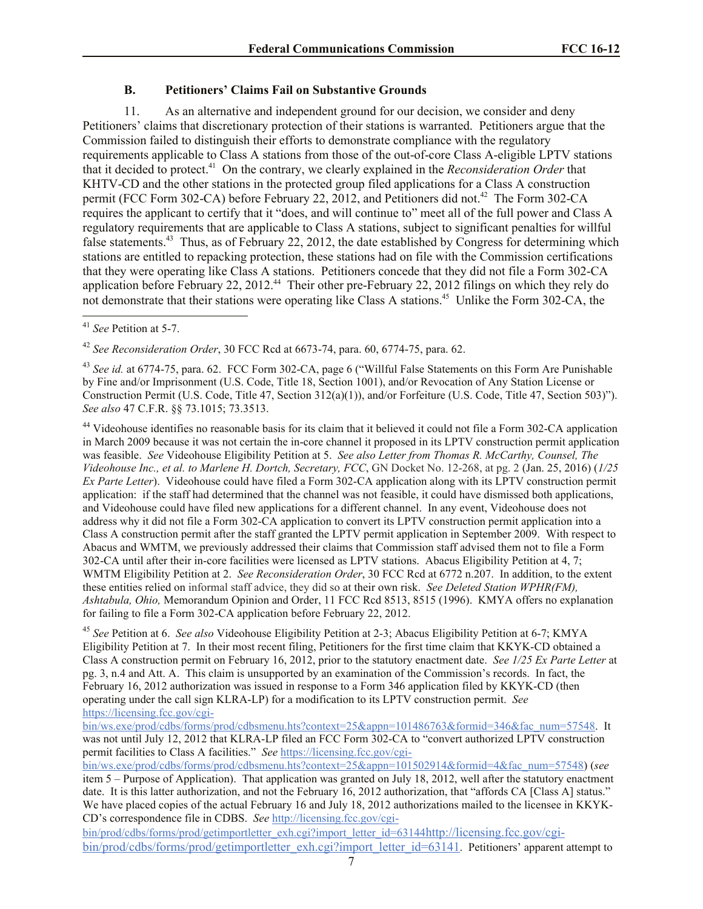### B. Petitioners' Claims Fail on Substantive Grounds

11. As an alternative and independent ground for our decision, we consider and deny Petitioners' claims that discretionary protection of their stations is warranted. Petitioners argue that the Commission failed to distinguish their efforts to demonstrate compliance with the regulatory requirements applicable to Class A stations from those of the out-of-core Class A-eligible LPTV stations that it decided to protect.[41] On the contrary, we clearly explained in the *Reconsideration Order* that KHTV-CD and the other stations in the protected group filed applications for a Class A construction permit (FCC Form 302-CA) before February 22, 2012, and Petitioners did not.[42] The Form 302-CA requires the applicant to certify that it "does, and will continue to" meet all of the full power and Class A regulatory requirements that are applicable to Class A stations, subject to significant penalties for willful false statements.[43] Thus, as of February 22, 2012, the date established by Congress for determining which stations are entitled to repacking protection, these stations had on file with the Commission certifications that they were operating like Class A stations. Petitioners concede that they did not file a Form 302-CA application before February 22, 2012.[44] Their other pre-February 22, 2012 filings on which they rely do not demonstrate that their stations were operating like Class A stations.[45] Unlike the Form 302-CA, the

---

[41] *See* Petition at 5-7.

[42] *See Reconsideration Order*, 30 FCC Rcd at 6673-74, para. 60, 6774-75, para. 62.

[43] *See id.* at 6774-75, para. 62. FCC Form 302-CA, page 6 ("Willful False Statements on this Form Are Punishable by Fine and/or Imprisonment (U.S. Code, Title 18, Section 1001), and/or Revocation of Any Station License or Construction Permit (U.S. Code, Title 47, Section 312(a)(1)), and/or Forfeiture (U.S. Code, Title 47, Section 503)"). *See also* 47 C.F.R. §§ 73.1015; 73.3513.

[44] Videohouse identifies no reasonable basis for its claim that it believed it could not file a Form 302-CA application in March 2009 because it was not certain the in-core channel it proposed in its LPTV construction permit application was feasible. *See* Videohouse Eligibility Petition at 5. *See also Letter from Thomas R. McCarthy, Counsel, The Videohouse Inc., et al. to Marlene H. Dortch, Secretary, FCC*, GN Docket No. 12-268, at pg. 2 (Jan. 25, 2016) (*1/25 Ex Parte Letter*). Videohouse could have filed a Form 302-CA application along with its LPTV construction permit application: if the staff had determined that the channel was not feasible, it could have dismissed both applications, and Videohouse could have filed new applications for a different channel. In any event, Videohouse does not address why it did not file a Form 302-CA application to convert its LPTV construction permit application into a Class A construction permit after the staff granted the LPTV permit application in September 2009. With respect to Abacus and WMTM, we previously addressed their claims that Commission staff advised them not to file a Form 302-CA until after their in-core facilities were licensed as LPTV stations. Abacus Eligibility Petition at 4, 7; WMTM Eligibility Petition at 2. *See Reconsideration Order*, 30 FCC Rcd at 6772 n.207. In addition, to the extent these entities relied on informal staff advice, they did so at their own risk. *See Deleted Station WPHR(FM), Ashtabula, Ohio,* Memorandum Opinion and Order, 11 FCC Rcd 8513, 8515 (1996). KMYA offers no explanation for failing to file a Form 302-CA application before February 22, 2012.

[45] *See* Petition at 6. *See also* Videohouse Eligibility Petition at 2-3; Abacus Eligibility Petition at 6-7; KMYA Eligibility Petition at 7. In their most recent filing, Petitioners for the first time claim that KKYK-CD obtained a Class A construction permit on February 16, 2012, prior to the statutory enactment date. *See 1/25 Ex Parte Letter* at pg. 3, n.4 and Att. A. This claim is unsupported by an examination of the Commission's records. In fact, the February 16, 2012 authorization was issued in response to a Form 346 application filed by KKYK-CD (then operating under the call sign KLRA-LP) for a modification to its LPTV construction permit. *See* https://licensing.fcc.gov/cgi-bin/ws.exe/prod/cdbs/forms/prod/cdbsmenu.hts?context=25&appn=101486763&formid=346&fac_num=57548. It was not until July 12, 2012 that KLRA-LP filed an FCC Form 302-CA to "convert authorized LPTV construction permit facilities to Class A facilities." *See* https://licensing.fcc.gov/cgi-bin/ws.exe/prod/cdbs/forms/prod/cdbsmenu.hts?context=25&appn=101502914&formid=4&fac_num=57548) (*see* item 5 – Purpose of Application). That application was granted on July 18, 2012, well after the statutory enactment date. It is this latter authorization, and not the February 16, 2012 authorization, that "affords CA [Class A] status." We have placed copies of the actual February 16 and July 18, 2012 authorizations mailed to the licensee in KKYK-CD's correspondence file in CDBS. *See* http://licensing.fcc.gov/cgi-bin/prod/cdbs/forms/prod/getimportletter_exh.cgi?import_letter_id=63144http://licensing.fcc.gov/cgi-bin/prod/cdbs/forms/prod/getimportletter_exh.cgi?import_letter_id=63141. Petitioners' apparent attempt to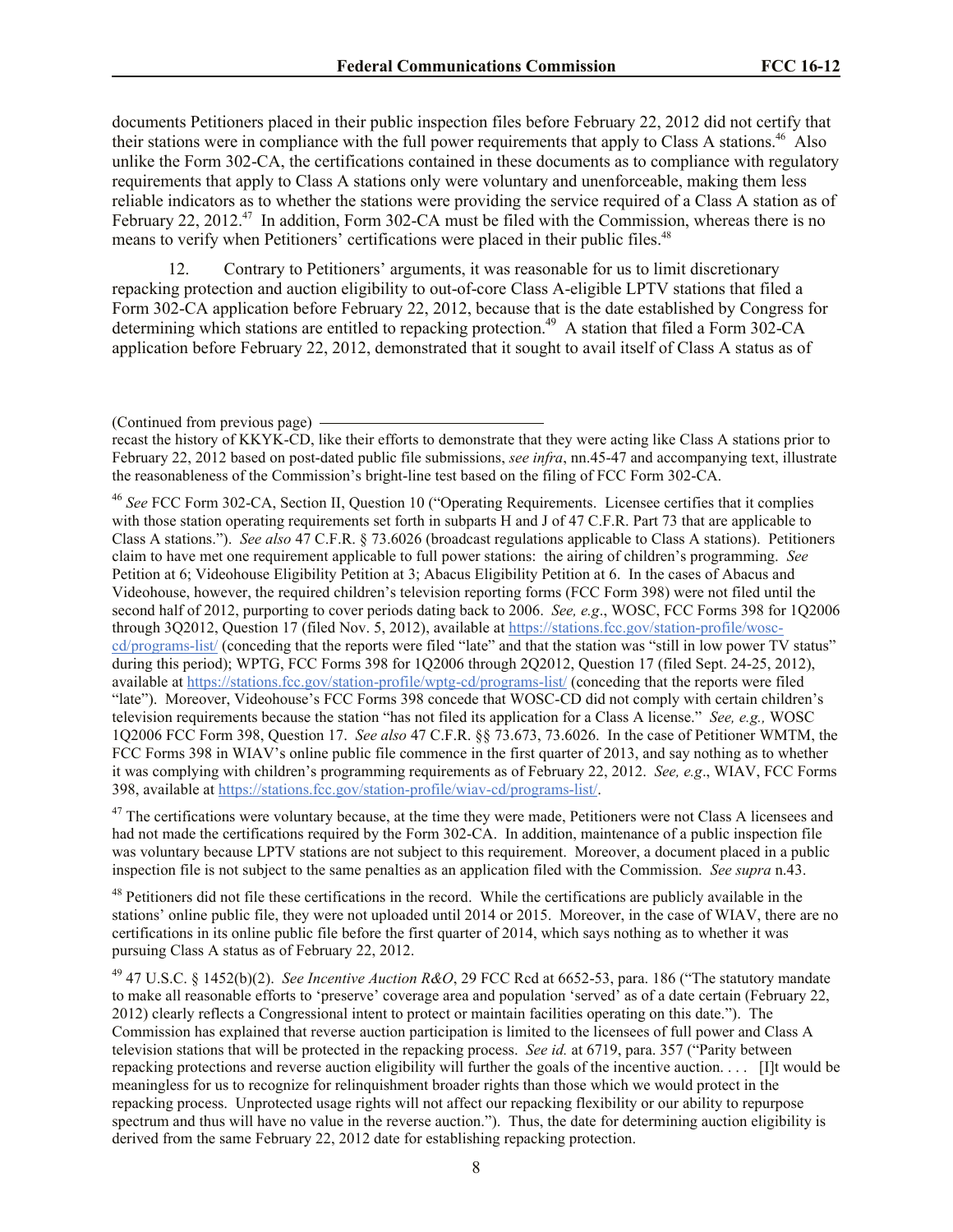documents Petitioners placed in their public inspection files before February 22, 2012 did not certify that their stations were in compliance with the full power requirements that apply to Class A stations.[46] Also unlike the Form 302-CA, the certifications contained in these documents as to compliance with regulatory requirements that apply to Class A stations only were voluntary and unenforceable, making them less reliable indicators as to whether the stations were providing the service required of a Class A station as of February 22, 2012.[47] In addition, Form 302-CA must be filed with the Commission, whereas there is no means to verify when Petitioners' certifications were placed in their public files.[48]

12. Contrary to Petitioners' arguments, it was reasonable for us to limit discretionary repacking protection and auction eligibility to out-of-core Class A-eligible LPTV stations that filed a Form 302-CA application before February 22, 2012, because that is the date established by Congress for determining which stations are entitled to repacking protection.[49] A station that filed a Form 302-CA application before February 22, 2012, demonstrated that it sought to avail itself of Class A status as of

---

(Continued from previous page)

recast the history of KKYK-CD, like their efforts to demonstrate that they were acting like Class A stations prior to February 22, 2012 based on post-dated public file submissions, *see infra*, nn.45-47 and accompanying text, illustrate the reasonableness of the Commission's bright-line test based on the filing of FCC Form 302-CA.

[46] *See* FCC Form 302-CA, Section II, Question 10 ("Operating Requirements. Licensee certifies that it complies with those station operating requirements set forth in subparts H and J of 47 C.F.R. Part 73 that are applicable to Class A stations."). *See also* 47 C.F.R. § 73.6026 (broadcast regulations applicable to Class A stations). Petitioners claim to have met one requirement applicable to full power stations: the airing of children's programming. *See* Petition at 6; Videohouse Eligibility Petition at 3; Abacus Eligibility Petition at 6. In the cases of Abacus and Videohouse, however, the required children's television reporting forms (FCC Form 398) were not filed until the second half of 2012, purporting to cover periods dating back to 2006. *See, e.g*., WOSC, FCC Forms 398 for 1Q2006 through 3Q2012, Question 17 (filed Nov. 5, 2012), available at https://stations.fcc.gov/station-profile/wosc-cd/programs-list/ (conceding that the reports were filed "late" and that the station was "still in low power TV status" during this period); WPTG, FCC Forms 398 for 1Q2006 through 2Q2012, Question 17 (filed Sept. 24-25, 2012), available at https://stations.fcc.gov/station-profile/wptg-cd/programs-list/ (conceding that the reports were filed "late"). Moreover, Videohouse's FCC Forms 398 concede that WOSC-CD did not comply with certain children's television requirements because the station "has not filed its application for a Class A license." *See, e.g.,* WOSC 1Q2006 FCC Form 398, Question 17. *See also* 47 C.F.R. §§ 73.673, 73.6026. In the case of Petitioner WMTM, the FCC Forms 398 in WIAV's online public file commence in the first quarter of 2013, and say nothing as to whether it was complying with children's programming requirements as of February 22, 2012. *See, e.g*., WIAV, FCC Forms 398, available at https://stations.fcc.gov/station-profile/wiav-cd/programs-list/.

[47] The certifications were voluntary because, at the time they were made, Petitioners were not Class A licensees and had not made the certifications required by the Form 302-CA. In addition, maintenance of a public inspection file was voluntary because LPTV stations are not subject to this requirement. Moreover, a document placed in a public inspection file is not subject to the same penalties as an application filed with the Commission. *See supra* n.43.

[48] Petitioners did not file these certifications in the record. While the certifications are publicly available in the stations' online public file, they were not uploaded until 2014 or 2015. Moreover, in the case of WIAV, there are no certifications in its online public file before the first quarter of 2014, which says nothing as to whether it was pursuing Class A status as of February 22, 2012.

[49] 47 U.S.C. § 1452(b)(2). *See Incentive Auction R&O*, 29 FCC Rcd at 6652-53, para. 186 ("The statutory mandate to make all reasonable efforts to 'preserve' coverage area and population 'served' as of a date certain (February 22, 2012) clearly reflects a Congressional intent to protect or maintain facilities operating on this date."). The Commission has explained that reverse auction participation is limited to the licensees of full power and Class A television stations that will be protected in the repacking process. *See id.* at 6719, para. 357 ("Parity between repacking protections and reverse auction eligibility will further the goals of the incentive auction. . . . [I]t would be meaningless for us to recognize for relinquishment broader rights than those which we would protect in the repacking process. Unprotected usage rights will not affect our repacking flexibility or our ability to repurpose spectrum and thus will have no value in the reverse auction."). Thus, the date for determining auction eligibility is derived from the same February 22, 2012 date for establishing repacking protection.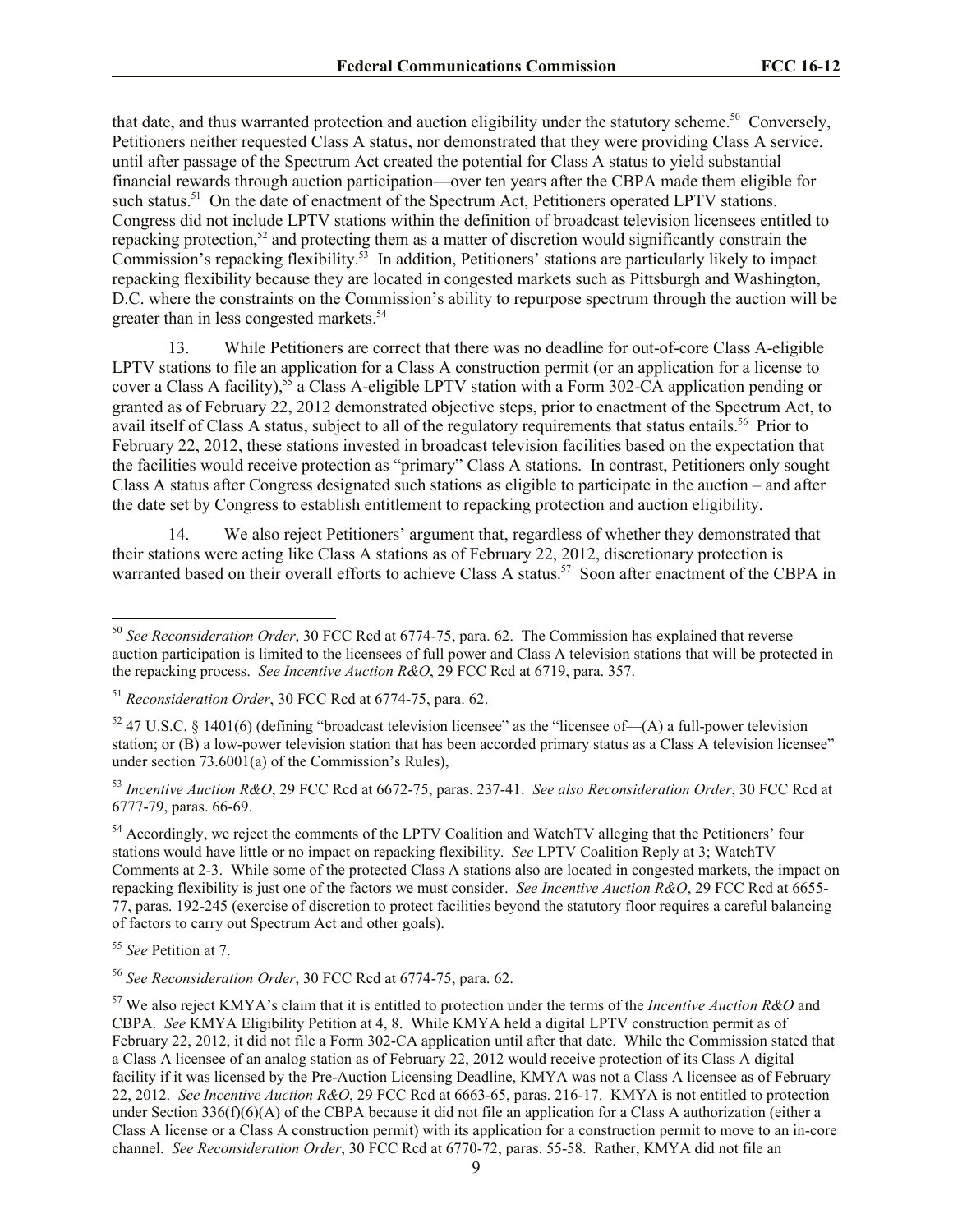that date, and thus warranted protection and auction eligibility under the statutory scheme.[50] Conversely, Petitioners neither requested Class A status, nor demonstrated that they were providing Class A service, until after passage of the Spectrum Act created the potential for Class A status to yield substantial financial rewards through auction participation—over ten years after the CBPA made them eligible for such status.[51] On the date of enactment of the Spectrum Act, Petitioners operated LPTV stations. Congress did not include LPTV stations within the definition of broadcast television licensees entitled to repacking protection,[52] and protecting them as a matter of discretion would significantly constrain the Commission's repacking flexibility.[53] In addition, Petitioners' stations are particularly likely to impact repacking flexibility because they are located in congested markets such as Pittsburgh and Washington, D.C. where the constraints on the Commission's ability to repurpose spectrum through the auction will be greater than in less congested markets.[54]

13. While Petitioners are correct that there was no deadline for out-of-core Class A-eligible LPTV stations to file an application for a Class A construction permit (or an application for a license to cover a Class A facility),[55] a Class A-eligible LPTV station with a Form 302-CA application pending or granted as of February 22, 2012 demonstrated objective steps, prior to enactment of the Spectrum Act, to avail itself of Class A status, subject to all of the regulatory requirements that status entails.[56] Prior to February 22, 2012, these stations invested in broadcast television facilities based on the expectation that the facilities would receive protection as "primary" Class A stations. In contrast, Petitioners only sought Class A status after Congress designated such stations as eligible to participate in the auction – and after the date set by Congress to establish entitlement to repacking protection and auction eligibility.

14. We also reject Petitioners' argument that, regardless of whether they demonstrated that their stations were acting like Class A stations as of February 22, 2012, discretionary protection is warranted based on their overall efforts to achieve Class A status.[57] Soon after enactment of the CBPA in

---

[50] *See Reconsideration Order*, 30 FCC Rcd at 6774-75, para. 62. The Commission has explained that reverse auction participation is limited to the licensees of full power and Class A television stations that will be protected in the repacking process. *See Incentive Auction R&O*, 29 FCC Rcd at 6719, para. 357.

[51] *Reconsideration Order*, 30 FCC Rcd at 6774-75, para. 62.

[52] 47 U.S.C. § 1401(6) (defining "broadcast television licensee" as the "licensee of—(A) a full-power television station; or (B) a low-power television station that has been accorded primary status as a Class A television licensee" under section 73.6001(a) of the Commission's Rules),

[53] *Incentive Auction R&O*, 29 FCC Rcd at 6672-75, paras. 237-41. *See also Reconsideration Order*, 30 FCC Rcd at 6777-79, paras. 66-69.

[54] Accordingly, we reject the comments of the LPTV Coalition and WatchTV alleging that the Petitioners' four stations would have little or no impact on repacking flexibility. *See* LPTV Coalition Reply at 3; WatchTV Comments at 2-3. While some of the protected Class A stations also are located in congested markets, the impact on repacking flexibility is just one of the factors we must consider. *See Incentive Auction R&O*, 29 FCC Rcd at 6655-77, paras. 192-245 (exercise of discretion to protect facilities beyond the statutory floor requires a careful balancing of factors to carry out Spectrum Act and other goals).

[55] *See* Petition at 7.

[56] *See Reconsideration Order*, 30 FCC Rcd at 6774-75, para. 62.

[57] We also reject KMYA's claim that it is entitled to protection under the terms of the *Incentive Auction R&O* and CBPA. *See* KMYA Eligibility Petition at 4, 8. While KMYA held a digital LPTV construction permit as of February 22, 2012, it did not file a Form 302-CA application until after that date. While the Commission stated that a Class A licensee of an analog station as of February 22, 2012 would receive protection of its Class A digital facility if it was licensed by the Pre-Auction Licensing Deadline, KMYA was not a Class A licensee as of February 22, 2012. *See Incentive Auction R&O*, 29 FCC Rcd at 6663-65, paras. 216-17. KMYA is not entitled to protection under Section 336(f)(6)(A) of the CBPA because it did not file an application for a Class A authorization (either a Class A license or a Class A construction permit) with its application for a construction permit to move to an in-core channel. *See Reconsideration Order*, 30 FCC Rcd at 6770-72, paras. 55-58. Rather, KMYA did not file an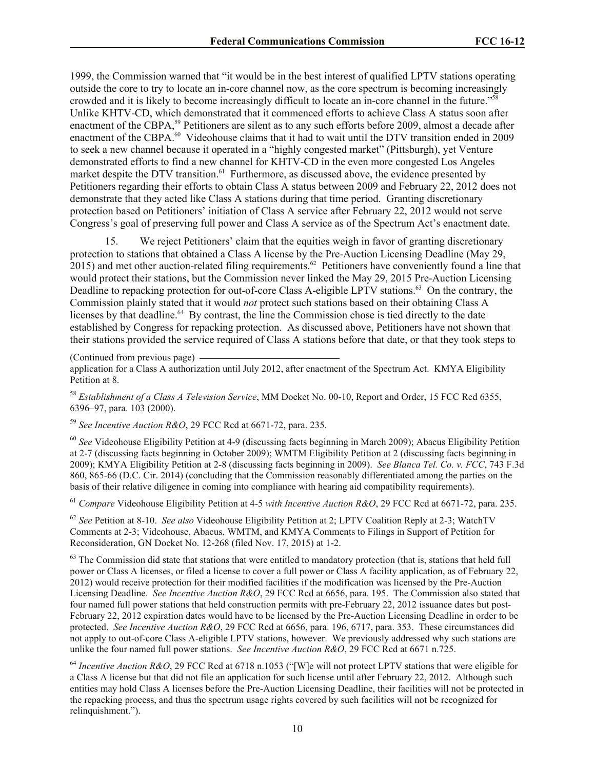1999, the Commission warned that "it would be in the best interest of qualified LPTV stations operating outside the core to try to locate an in-core channel now, as the core spectrum is becoming increasingly crowded and it is likely to become increasingly difficult to locate an in-core channel in the future."[58] Unlike KHTV-CD, which demonstrated that it commenced efforts to achieve Class A status soon after enactment of the CBPA,[59] Petitioners are silent as to any such efforts before 2009, almost a decade after enactment of the CBPA.[60] Videohouse claims that it had to wait until the DTV transition ended in 2009 to seek a new channel because it operated in a "highly congested market" (Pittsburgh), yet Venture demonstrated efforts to find a new channel for KHTV-CD in the even more congested Los Angeles market despite the DTV transition.[61] Furthermore, as discussed above, the evidence presented by Petitioners regarding their efforts to obtain Class A status between 2009 and February 22, 2012 does not demonstrate that they acted like Class A stations during that time period. Granting discretionary protection based on Petitioners' initiation of Class A service after February 22, 2012 would not serve Congress's goal of preserving full power and Class A service as of the Spectrum Act's enactment date.

15. We reject Petitioners' claim that the equities weigh in favor of granting discretionary protection to stations that obtained a Class A license by the Pre-Auction Licensing Deadline (May 29, 2015) and met other auction-related filing requirements.[62] Petitioners have conveniently found a line that would protect their stations, but the Commission never linked the May 29, 2015 Pre-Auction Licensing Deadline to repacking protection for out-of-core Class A-eligible LPTV stations.[63] On the contrary, the Commission plainly stated that it would *not* protect such stations based on their obtaining Class A licenses by that deadline.[64] By contrast, the line the Commission chose is tied directly to the date established by Congress for repacking protection. As discussed above, Petitioners have not shown that their stations provided the service required of Class A stations before that date, or that they took steps to

(Continued from previous page) application for a Class A authorization until July 2012, after enactment of the Spectrum Act. KMYA Eligibility Petition at 8.

[58] *Establishment of a Class A Television Service*, MM Docket No. 00-10, Report and Order, 15 FCC Rcd 6355, 6396–97, para. 103 (2000).

[59] *See Incentive Auction R&O*, 29 FCC Rcd at 6671-72, para. 235.

[60] *See* Videohouse Eligibility Petition at 4-9 (discussing facts beginning in March 2009); Abacus Eligibility Petition at 2-7 (discussing facts beginning in October 2009); WMTM Eligibility Petition at 2 (discussing facts beginning in 2009); KMYA Eligibility Petition at 2-8 (discussing facts beginning in 2009). *See Blanca Tel. Co. v. FCC*, 743 F.3d 860, 865-66 (D.C. Cir. 2014) (concluding that the Commission reasonably differentiated among the parties on the basis of their relative diligence in coming into compliance with hearing aid compatibility requirements).

[61] *Compare* Videohouse Eligibility Petition at 4-5 *with Incentive Auction R&O*, 29 FCC Rcd at 6671-72, para. 235.

[62] *See* Petition at 8-10. *See also* Videohouse Eligibility Petition at 2; LPTV Coalition Reply at 2-3; WatchTV Comments at 2-3; Videohouse, Abacus, WMTM, and KMYA Comments to Filings in Support of Petition for Reconsideration, GN Docket No. 12-268 (filed Nov. 17, 2015) at 1-2.

[63] The Commission did state that stations that were entitled to mandatory protection (that is, stations that held full power or Class A licenses, or filed a license to cover a full power or Class A facility application, as of February 22, 2012) would receive protection for their modified facilities if the modification was licensed by the Pre-Auction Licensing Deadline. *See Incentive Auction R&O*, 29 FCC Rcd at 6656, para. 195. The Commission also stated that four named full power stations that held construction permits with pre-February 22, 2012 issuance dates but post-February 22, 2012 expiration dates would have to be licensed by the Pre-Auction Licensing Deadline in order to be protected. *See Incentive Auction R&O*, 29 FCC Rcd at 6656, para. 196, 6717, para. 353. These circumstances did not apply to out-of-core Class A-eligible LPTV stations, however. We previously addressed why such stations are unlike the four named full power stations. *See Incentive Auction R&O*, 29 FCC Rcd at 6671 n.725.

[64] *Incentive Auction R&O*, 29 FCC Rcd at 6718 n.1053 ("[W]e will not protect LPTV stations that were eligible for a Class A license but that did not file an application for such license until after February 22, 2012. Although such entities may hold Class A licenses before the Pre-Auction Licensing Deadline, their facilities will not be protected in the repacking process, and thus the spectrum usage rights covered by such facilities will not be recognized for relinquishment.").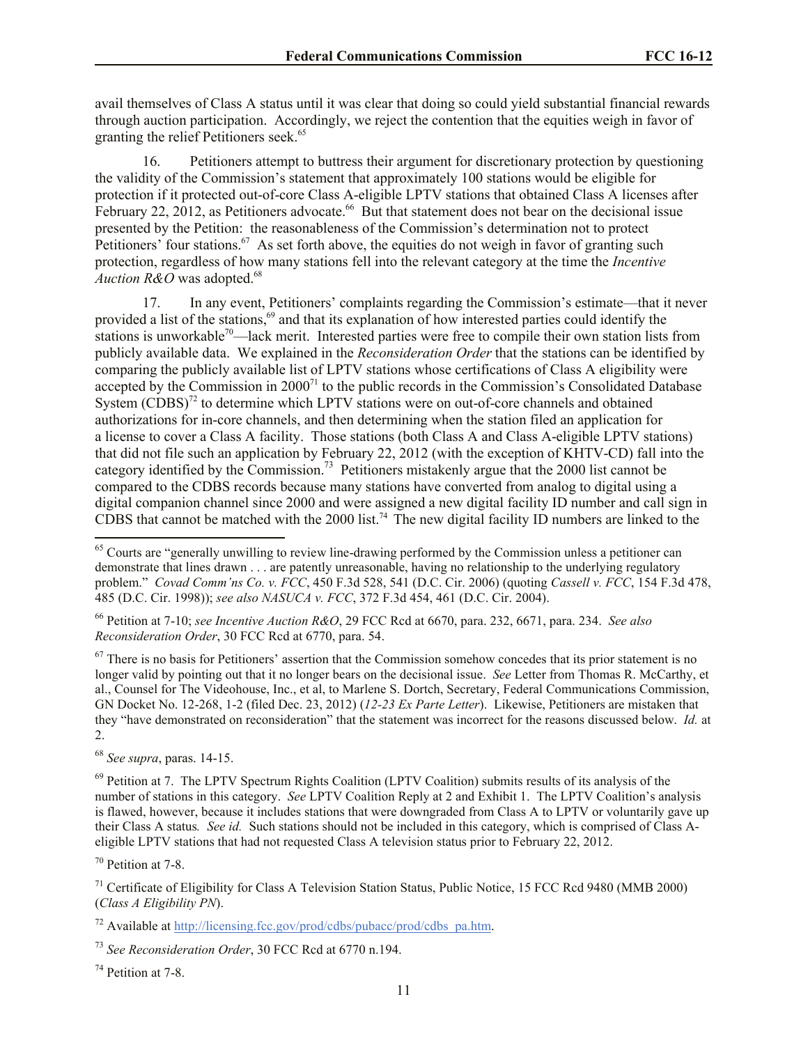avail themselves of Class A status until it was clear that doing so could yield substantial financial rewards through auction participation. Accordingly, we reject the contention that the equities weigh in favor of granting the relief Petitioners seek.[65]

16. Petitioners attempt to buttress their argument for discretionary protection by questioning the validity of the Commission's statement that approximately 100 stations would be eligible for protection if it protected out-of-core Class A-eligible LPTV stations that obtained Class A licenses after February 22, 2012, as Petitioners advocate.[66] But that statement does not bear on the decisional issue presented by the Petition: the reasonableness of the Commission's determination not to protect Petitioners' four stations.[67] As set forth above, the equities do not weigh in favor of granting such protection, regardless of how many stations fell into the relevant category at the time the *Incentive Auction R&O* was adopted.[68]

17. In any event, Petitioners' complaints regarding the Commission's estimate—that it never provided a list of the stations,[69] and that its explanation of how interested parties could identify the stations is unworkable[70]—lack merit. Interested parties were free to compile their own station lists from publicly available data. We explained in the *Reconsideration Order* that the stations can be identified by comparing the publicly available list of LPTV stations whose certifications of Class A eligibility were accepted by the Commission in 2000[71] to the public records in the Commission's Consolidated Database System (CDBS)[72] to determine which LPTV stations were on out-of-core channels and obtained authorizations for in-core channels, and then determining when the station filed an application for a license to cover a Class A facility. Those stations (both Class A and Class A-eligible LPTV stations) that did not file such an application by February 22, 2012 (with the exception of KHTV-CD) fall into the category identified by the Commission.[73] Petitioners mistakenly argue that the 2000 list cannot be compared to the CDBS records because many stations have converted from analog to digital using a digital companion channel since 2000 and were assigned a new digital facility ID number and call sign in CDBS that cannot be matched with the 2000 list.[74] The new digital facility ID numbers are linked to the

---

[65] Courts are "generally unwilling to review line-drawing performed by the Commission unless a petitioner can demonstrate that lines drawn . . . are patently unreasonable, having no relationship to the underlying regulatory problem." *Covad Comm'ns Co. v. FCC*, 450 F.3d 528, 541 (D.C. Cir. 2006) (quoting *Cassell v. FCC*, 154 F.3d 478, 485 (D.C. Cir. 1998)); *see also NASUCA v. FCC*, 372 F.3d 454, 461 (D.C. Cir. 2004).

[66] Petition at 7-10; *see Incentive Auction R&O*, 29 FCC Rcd at 6670, para. 232, 6671, para. 234. *See also Reconsideration Order*, 30 FCC Rcd at 6770, para. 54.

[67] There is no basis for Petitioners' assertion that the Commission somehow concedes that its prior statement is no longer valid by pointing out that it no longer bears on the decisional issue. *See* Letter from Thomas R. McCarthy, et al., Counsel for The Videohouse, Inc., et al, to Marlene S. Dortch, Secretary, Federal Communications Commission, GN Docket No. 12-268, 1-2 (filed Dec. 23, 2012) (*12-23 Ex Parte Letter*). Likewise, Petitioners are mistaken that they "have demonstrated on reconsideration" that the statement was incorrect for the reasons discussed below. *Id.* at 2.

[68] *See supra*, paras. 14-15.

[69] Petition at 7. The LPTV Spectrum Rights Coalition (LPTV Coalition) submits results of its analysis of the number of stations in this category. *See* LPTV Coalition Reply at 2 and Exhibit 1. The LPTV Coalition's analysis is flawed, however, because it includes stations that were downgraded from Class A to LPTV or voluntarily gave up their Class A status*. See id.* Such stations should not be included in this category, which is comprised of Class A-eligible LPTV stations that had not requested Class A television status prior to February 22, 2012.

[70] Petition at 7-8.

[71] Certificate of Eligibility for Class A Television Station Status, Public Notice, 15 FCC Rcd 9480 (MMB 2000) (*Class A Eligibility PN*).

[72] Available at http://licensing.fcc.gov/prod/cdbs/pubacc/prod/cdbs_pa.htm.

[73] *See Reconsideration Order*, 30 FCC Rcd at 6770 n.194.

[74] Petition at 7-8.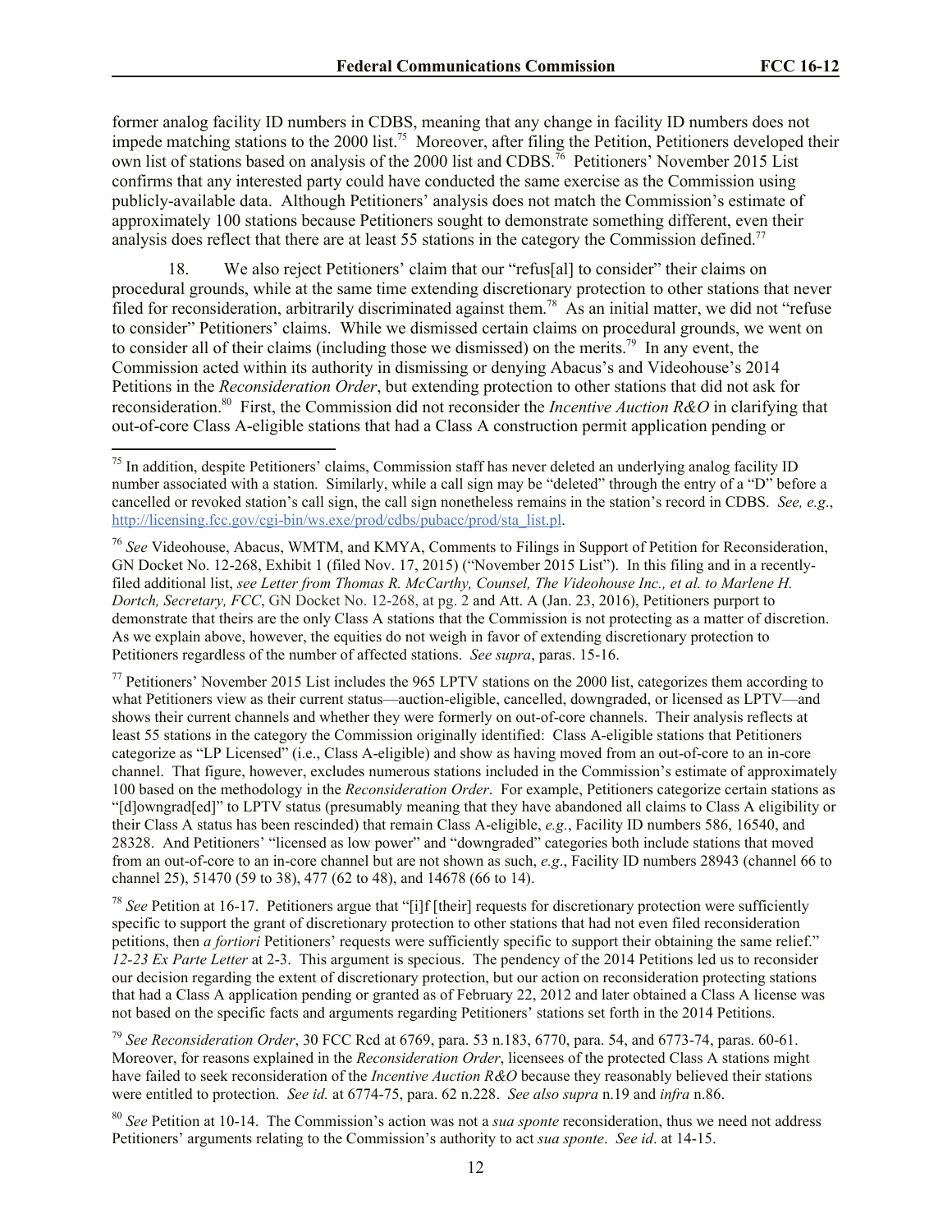former analog facility ID numbers in CDBS, meaning that any change in facility ID numbers does not impede matching stations to the 2000 list.[75] Moreover, after filing the Petition, Petitioners developed their own list of stations based on analysis of the 2000 list and CDBS.[76] Petitioners' November 2015 List confirms that any interested party could have conducted the same exercise as the Commission using publicly-available data. Although Petitioners' analysis does not match the Commission's estimate of approximately 100 stations because Petitioners sought to demonstrate something different, even their analysis does reflect that there are at least 55 stations in the category the Commission defined.[77]

18. We also reject Petitioners' claim that our "refus[al] to consider" their claims on procedural grounds, while at the same time extending discretionary protection to other stations that never filed for reconsideration, arbitrarily discriminated against them.[78] As an initial matter, we did not "refuse to consider" Petitioners' claims. While we dismissed certain claims on procedural grounds, we went on to consider all of their claims (including those we dismissed) on the merits.[79] In any event, the Commission acted within its authority in dismissing or denying Abacus's and Videohouse's 2014 Petitions in the *Reconsideration Order*, but extending protection to other stations that did not ask for reconsideration.[80] First, the Commission did not reconsider the *Incentive Auction R&O* in clarifying that out-of-core Class A-eligible stations that had a Class A construction permit application pending or

---

[75] In addition, despite Petitioners' claims, Commission staff has never deleted an underlying analog facility ID number associated with a station. Similarly, while a call sign may be "deleted" through the entry of a "D" before a cancelled or revoked station's call sign, the call sign nonetheless remains in the station's record in CDBS. *See, e.g.*, http://licensing.fcc.gov/cgi-bin/ws.exe/prod/cdbs/pubacc/prod/sta_list.pl.

[76] *See* Videohouse, Abacus, WMTM, and KMYA, Comments to Filings in Support of Petition for Reconsideration, GN Docket No. 12-268, Exhibit 1 (filed Nov. 17, 2015) ("November 2015 List"). In this filing and in a recently-filed additional list, *see Letter from Thomas R. McCarthy, Counsel, The Videohouse Inc., et al. to Marlene H. Dortch, Secretary, FCC*, GN Docket No. 12-268, at pg. 2 and Att. A (Jan. 23, 2016), Petitioners purport to demonstrate that theirs are the only Class A stations that the Commission is not protecting as a matter of discretion. As we explain above, however, the equities do not weigh in favor of extending discretionary protection to Petitioners regardless of the number of affected stations. *See supra*, paras. 15-16.

[77] Petitioners' November 2015 List includes the 965 LPTV stations on the 2000 list, categorizes them according to what Petitioners view as their current status—auction-eligible, cancelled, downgraded, or licensed as LPTV—and shows their current channels and whether they were formerly on out-of-core channels. Their analysis reflects at least 55 stations in the category the Commission originally identified: Class A-eligible stations that Petitioners categorize as "LP Licensed" (i.e., Class A-eligible) and show as having moved from an out-of-core to an in-core channel. That figure, however, excludes numerous stations included in the Commission's estimate of approximately 100 based on the methodology in the *Reconsideration Order*. For example, Petitioners categorize certain stations as "[d]owngrad[ed]" to LPTV status (presumably meaning that they have abandoned all claims to Class A eligibility or their Class A status has been rescinded) that remain Class A-eligible, *e.g.*, Facility ID numbers 586, 16540, and 28328. And Petitioners' "licensed as low power" and "downgraded" categories both include stations that moved from an out-of-core to an in-core channel but are not shown as such, *e.g*., Facility ID numbers 28943 (channel 66 to channel 25), 51470 (59 to 38), 477 (62 to 48), and 14678 (66 to 14).

[78] *See* Petition at 16-17. Petitioners argue that "[i]f [their] requests for discretionary protection were sufficiently specific to support the grant of discretionary protection to other stations that had not even filed reconsideration petitions, then *a fortiori* Petitioners' requests were sufficiently specific to support their obtaining the same relief." *12-23 Ex Parte Letter* at 2-3. This argument is specious. The pendency of the 2014 Petitions led us to reconsider our decision regarding the extent of discretionary protection, but our action on reconsideration protecting stations that had a Class A application pending or granted as of February 22, 2012 and later obtained a Class A license was not based on the specific facts and arguments regarding Petitioners' stations set forth in the 2014 Petitions.

[79] *See Reconsideration Order*, 30 FCC Rcd at 6769, para. 53 n.183, 6770, para. 54, and 6773-74, paras. 60-61. Moreover, for reasons explained in the *Reconsideration Order*, licensees of the protected Class A stations might have failed to seek reconsideration of the *Incentive Auction R&O* because they reasonably believed their stations were entitled to protection. *See id.* at 6774-75, para. 62 n.228. *See also supra* n.19 and *infra* n.86.

[80] *See* Petition at 10-14. The Commission's action was not a *sua sponte* reconsideration, thus we need not address Petitioners' arguments relating to the Commission's authority to act *sua sponte*. *See id*. at 14-15.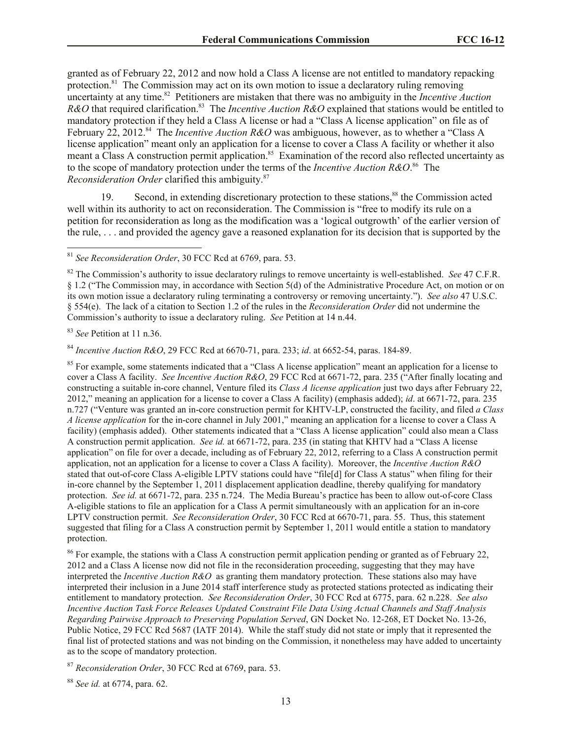granted as of February 22, 2012 and now hold a Class A license are not entitled to mandatory repacking protection.[81] The Commission may act on its own motion to issue a declaratory ruling removing uncertainty at any time.[82] Petitioners are mistaken that there was no ambiguity in the *Incentive Auction R&O* that required clarification.[83] The *Incentive Auction R&O* explained that stations would be entitled to mandatory protection if they held a Class A license or had a "Class A license application" on file as of February 22, 2012.[84] The *Incentive Auction R&O* was ambiguous, however, as to whether a "Class A license application" meant only an application for a license to cover a Class A facility or whether it also meant a Class A construction permit application.[85] Examination of the record also reflected uncertainty as to the scope of mandatory protection under the terms of the *Incentive Auction R&O*.[86] The *Reconsideration Order* clarified this ambiguity.[87]

19. Second, in extending discretionary protection to these stations,[88] the Commission acted well within its authority to act on reconsideration. The Commission is "free to modify its rule on a petition for reconsideration as long as the modification was a 'logical outgrowth' of the earlier version of the rule, . . . and provided the agency gave a reasoned explanation for its decision that is supported by the

---

[81] *See Reconsideration Order*, 30 FCC Rcd at 6769, para. 53.

[82] The Commission's authority to issue declaratory rulings to remove uncertainty is well-established. *See* 47 C.F.R. § 1.2 ("The Commission may, in accordance with Section 5(d) of the Administrative Procedure Act, on motion or on its own motion issue a declaratory ruling terminating a controversy or removing uncertainty."). *See also* 47 U.S.C. § 554(e). The lack of a citation to Section 1.2 of the rules in the *Reconsideration Order* did not undermine the Commission's authority to issue a declaratory ruling. *See* Petition at 14 n.44.

[83] *See* Petition at 11 n.36.

[84] *Incentive Auction R&O*, 29 FCC Rcd at 6670-71, para. 233; *id*. at 6652-54, paras. 184-89.

[85] For example, some statements indicated that a "Class A license application" meant an application for a license to cover a Class A facility. *See Incentive Auction R&O*, 29 FCC Rcd at 6671-72, para. 235 ("After finally locating and constructing a suitable in-core channel, Venture filed its *Class A license application* just two days after February 22, 2012," meaning an application for a license to cover a Class A facility) (emphasis added); *id*. at 6671-72, para. 235 n.727 ("Venture was granted an in-core construction permit for KHTV-LP, constructed the facility, and filed *a Class A license application* for the in-core channel in July 2001," meaning an application for a license to cover a Class A facility) (emphasis added). Other statements indicated that a "Class A license application" could also mean a Class A construction permit application. *See id.* at 6671-72, para. 235 (in stating that KHTV had a "Class A license application" on file for over a decade, including as of February 22, 2012, referring to a Class A construction permit application, not an application for a license to cover a Class A facility). Moreover, the *Incentive Auction R&O* stated that out-of-core Class A-eligible LPTV stations could have "file[d] for Class A status" when filing for their in-core channel by the September 1, 2011 displacement application deadline, thereby qualifying for mandatory protection. *See id.* at 6671-72, para. 235 n.724. The Media Bureau's practice has been to allow out-of-core Class A-eligible stations to file an application for a Class A permit simultaneously with an application for an in-core LPTV construction permit. *See Reconsideration Order*, 30 FCC Rcd at 6770-71, para. 55. Thus, this statement suggested that filing for a Class A construction permit by September 1, 2011 would entitle a station to mandatory protection.

[86] For example, the stations with a Class A construction permit application pending or granted as of February 22, 2012 and a Class A license now did not file in the reconsideration proceeding, suggesting that they may have interpreted the *Incentive Auction R&O* as granting them mandatory protection. These stations also may have interpreted their inclusion in a June 2014 staff interference study as protected stations protected as indicating their entitlement to mandatory protection. *See Reconsideration Order*, 30 FCC Rcd at 6775, para. 62 n.228. *See also Incentive Auction Task Force Releases Updated Constraint File Data Using Actual Channels and Staff Analysis Regarding Pairwise Approach to Preserving Population Served*, GN Docket No. 12-268, ET Docket No. 13-26, Public Notice, 29 FCC Rcd 5687 (IATF 2014). While the staff study did not state or imply that it represented the final list of protected stations and was not binding on the Commission, it nonetheless may have added to uncertainty as to the scope of mandatory protection.

[87] *Reconsideration Order*, 30 FCC Rcd at 6769, para. 53.

[88] *See id.* at 6774, para. 62.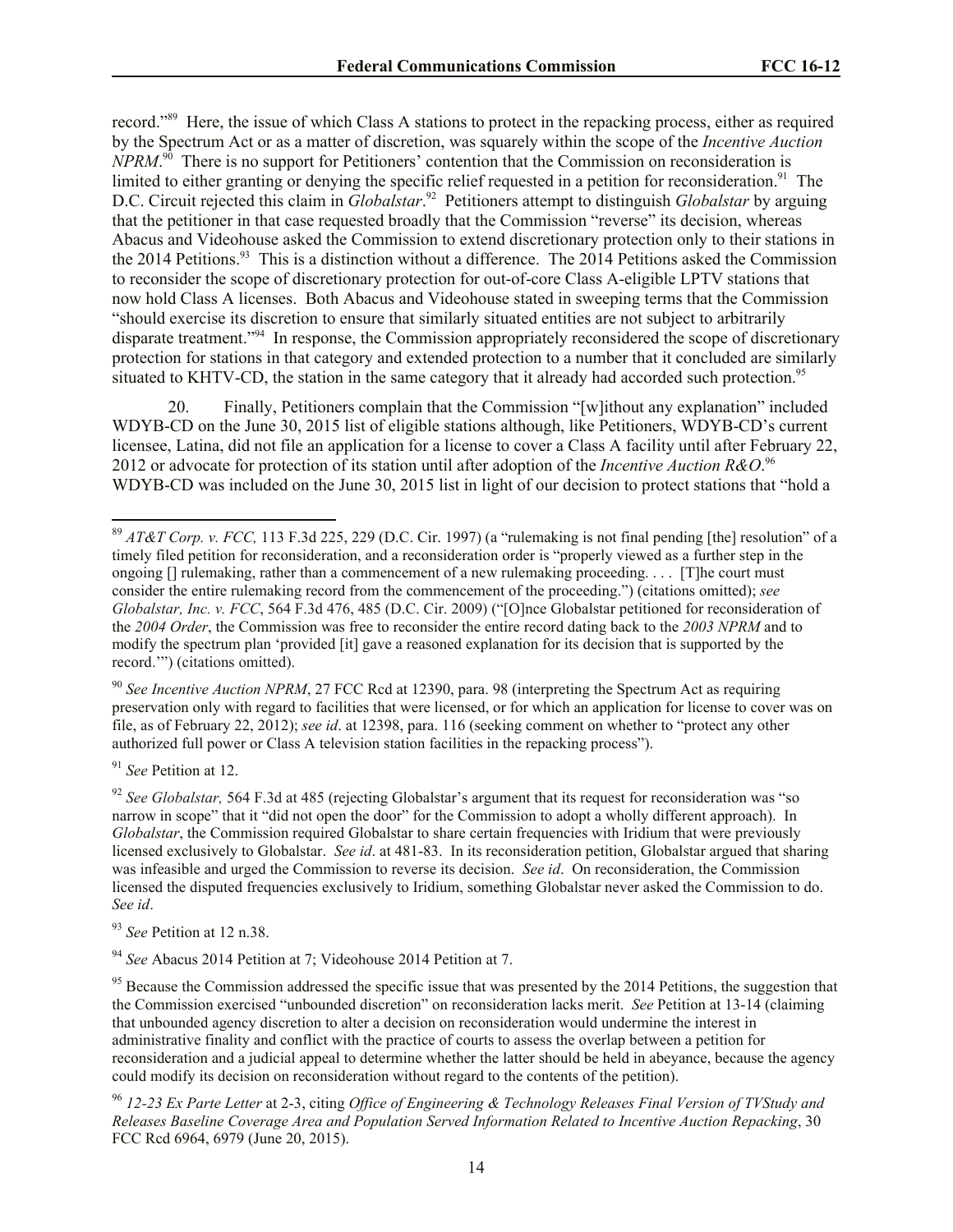record."[89] Here, the issue of which Class A stations to protect in the repacking process, either as required by the Spectrum Act or as a matter of discretion, was squarely within the scope of the *Incentive Auction NPRM*.[90] There is no support for Petitioners' contention that the Commission on reconsideration is limited to either granting or denying the specific relief requested in a petition for reconsideration.[91] The D.C. Circuit rejected this claim in *Globalstar*.[92] Petitioners attempt to distinguish *Globalstar* by arguing that the petitioner in that case requested broadly that the Commission "reverse" its decision, whereas Abacus and Videohouse asked the Commission to extend discretionary protection only to their stations in the 2014 Petitions.[93] This is a distinction without a difference. The 2014 Petitions asked the Commission to reconsider the scope of discretionary protection for out-of-core Class A-eligible LPTV stations that now hold Class A licenses. Both Abacus and Videohouse stated in sweeping terms that the Commission "should exercise its discretion to ensure that similarly situated entities are not subject to arbitrarily disparate treatment."[94] In response, the Commission appropriately reconsidered the scope of discretionary protection for stations in that category and extended protection to a number that it concluded are similarly situated to KHTV-CD, the station in the same category that it already had accorded such protection.[95]

20. Finally, Petitioners complain that the Commission "[w]ithout any explanation" included WDYB-CD on the June 30, 2015 list of eligible stations although, like Petitioners, WDYB-CD's current licensee, Latina, did not file an application for a license to cover a Class A facility until after February 22, 2012 or advocate for protection of its station until after adoption of the *Incentive Auction R&O*.[96] WDYB-CD was included on the June 30, 2015 list in light of our decision to protect stations that "hold a

---

[89] *AT&T Corp. v. FCC,* 113 F.3d 225, 229 (D.C. Cir. 1997) (a "rulemaking is not final pending [the] resolution" of a timely filed petition for reconsideration, and a reconsideration order is "properly viewed as a further step in the ongoing [] rulemaking, rather than a commencement of a new rulemaking proceeding. . . . [T]he court must consider the entire rulemaking record from the commencement of the proceeding.") (citations omitted); *see Globalstar, Inc. v. FCC*, 564 F.3d 476, 485 (D.C. Cir. 2009) ("[O]nce Globalstar petitioned for reconsideration of the *2004 Order*, the Commission was free to reconsider the entire record dating back to the *2003 NPRM* and to modify the spectrum plan 'provided [it] gave a reasoned explanation for its decision that is supported by the record.'") (citations omitted).

[90] *See Incentive Auction NPRM*, 27 FCC Rcd at 12390, para. 98 (interpreting the Spectrum Act as requiring preservation only with regard to facilities that were licensed, or for which an application for license to cover was on file, as of February 22, 2012); *see id*. at 12398, para. 116 (seeking comment on whether to "protect any other authorized full power or Class A television station facilities in the repacking process").

[91] *See* Petition at 12.

[92] *See Globalstar,* 564 F.3d at 485 (rejecting Globalstar's argument that its request for reconsideration was "so narrow in scope" that it "did not open the door" for the Commission to adopt a wholly different approach). In *Globalstar*, the Commission required Globalstar to share certain frequencies with Iridium that were previously licensed exclusively to Globalstar. *See id*. at 481-83. In its reconsideration petition, Globalstar argued that sharing was infeasible and urged the Commission to reverse its decision. *See id*. On reconsideration, the Commission licensed the disputed frequencies exclusively to Iridium, something Globalstar never asked the Commission to do. *See id*.

[93] *See* Petition at 12 n.38.

[94] *See* Abacus 2014 Petition at 7; Videohouse 2014 Petition at 7.

[95] Because the Commission addressed the specific issue that was presented by the 2014 Petitions, the suggestion that the Commission exercised "unbounded discretion" on reconsideration lacks merit. *See* Petition at 13-14 (claiming that unbounded agency discretion to alter a decision on reconsideration would undermine the interest in administrative finality and conflict with the practice of courts to assess the overlap between a petition for reconsideration and a judicial appeal to determine whether the latter should be held in abeyance, because the agency could modify its decision on reconsideration without regard to the contents of the petition).

[96] *12-23 Ex Parte Letter* at 2-3, citing *Office of Engineering & Technology Releases Final Version of TVStudy and Releases Baseline Coverage Area and Population Served Information Related to Incentive Auction Repacking*, 30 FCC Rcd 6964, 6979 (June 20, 2015).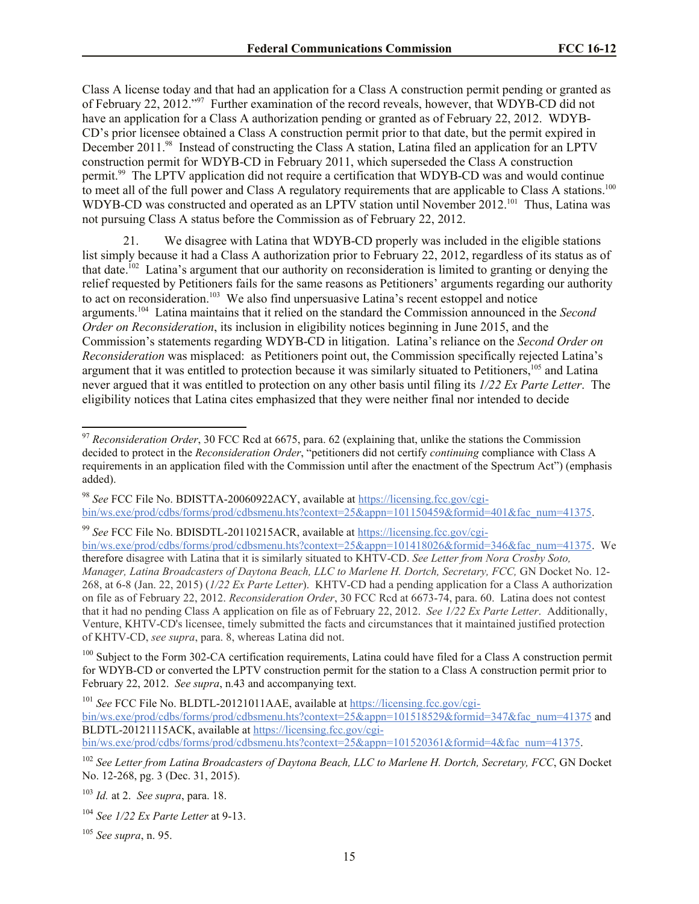Class A license today and that had an application for a Class A construction permit pending or granted as of February 22, 2012."[97] Further examination of the record reveals, however, that WDYB-CD did not have an application for a Class A authorization pending or granted as of February 22, 2012. WDYB-CD's prior licensee obtained a Class A construction permit prior to that date, but the permit expired in December 2011.[98] Instead of constructing the Class A station, Latina filed an application for an LPTV construction permit for WDYB-CD in February 2011, which superseded the Class A construction permit.[99] The LPTV application did not require a certification that WDYB-CD was and would continue to meet all of the full power and Class A regulatory requirements that are applicable to Class A stations.[100] WDYB-CD was constructed and operated as an LPTV station until November 2012.[101] Thus, Latina was not pursuing Class A status before the Commission as of February 22, 2012.

21. We disagree with Latina that WDYB-CD properly was included in the eligible stations list simply because it had a Class A authorization prior to February 22, 2012, regardless of its status as of that date.[102] Latina's argument that our authority on reconsideration is limited to granting or denying the relief requested by Petitioners fails for the same reasons as Petitioners' arguments regarding our authority to act on reconsideration.[103] We also find unpersuasive Latina's recent estoppel and notice arguments.[104] Latina maintains that it relied on the standard the Commission announced in the *Second Order on Reconsideration*, its inclusion in eligibility notices beginning in June 2015, and the Commission's statements regarding WDYB-CD in litigation. Latina's reliance on the *Second Order on Reconsideration* was misplaced: as Petitioners point out, the Commission specifically rejected Latina's argument that it was entitled to protection because it was similarly situated to Petitioners,[105] and Latina never argued that it was entitled to protection on any other basis until filing its *1/22 Ex Parte Letter*. The eligibility notices that Latina cites emphasized that they were neither final nor intended to decide

---

[97] *Reconsideration Order*, 30 FCC Rcd at 6675, para. 62 (explaining that, unlike the stations the Commission decided to protect in the *Reconsideration Order*, "petitioners did not certify *continuing* compliance with Class A requirements in an application filed with the Commission until after the enactment of the Spectrum Act") (emphasis added).

[98] *See* FCC File No. BDISTTA-20060922ACY, available at https://licensing.fcc.gov/cgi-bin/ws.exe/prod/cdbs/forms/prod/cdbsmenu.hts?context=25&appn=101150459&formid=401&fac_num=41375.

[99] *See* FCC File No. BDISDTL-20110215ACR, available at https://licensing.fcc.gov/cgi-bin/ws.exe/prod/cdbs/forms/prod/cdbsmenu.hts?context=25&appn=101418026&formid=346&fac_num=41375. We therefore disagree with Latina that it is similarly situated to KHTV-CD. *See Letter from Nora Crosby Soto, Manager, Latina Broadcasters of Daytona Beach, LLC to Marlene H. Dortch, Secretary, FCC,* GN Docket No. 12-268, at 6-8 (Jan. 22, 2015) (*1/22 Ex Parte Letter*). KHTV-CD had a pending application for a Class A authorization on file as of February 22, 2012. *Reconsideration Order*, 30 FCC Rcd at 6673-74, para. 60. Latina does not contest that it had no pending Class A application on file as of February 22, 2012. *See 1/22 Ex Parte Letter*. Additionally, Venture, KHTV-CD's licensee, timely submitted the facts and circumstances that it maintained justified protection of KHTV-CD, *see supra*, para. 8, whereas Latina did not.

[100] Subject to the Form 302-CA certification requirements, Latina could have filed for a Class A construction permit for WDYB-CD or converted the LPTV construction permit for the station to a Class A construction permit prior to February 22, 2012. *See supra*, n.43 and accompanying text.

[101] *See* FCC File No. BLDTL-20121011AAE, available at https://licensing.fcc.gov/cgi-bin/ws.exe/prod/cdbs/forms/prod/cdbsmenu.hts?context=25&appn=101518529&formid=347&fac_num=41375 and BLDTL-20121115ACK, available at https://licensing.fcc.gov/cgi-bin/ws.exe/prod/cdbs/forms/prod/cdbsmenu.hts?context=25&appn=101520361&formid=4&fac_num=41375.

[102] *See Letter from Latina Broadcasters of Daytona Beach, LLC to Marlene H. Dortch, Secretary, FCC*, GN Docket No. 12-268, pg. 3 (Dec. 31, 2015).

[103] *Id.* at 2. *See supra*, para. 18.

[104] *See 1/22 Ex Parte Letter* at 9-13.

[105] *See supra*, n. 95.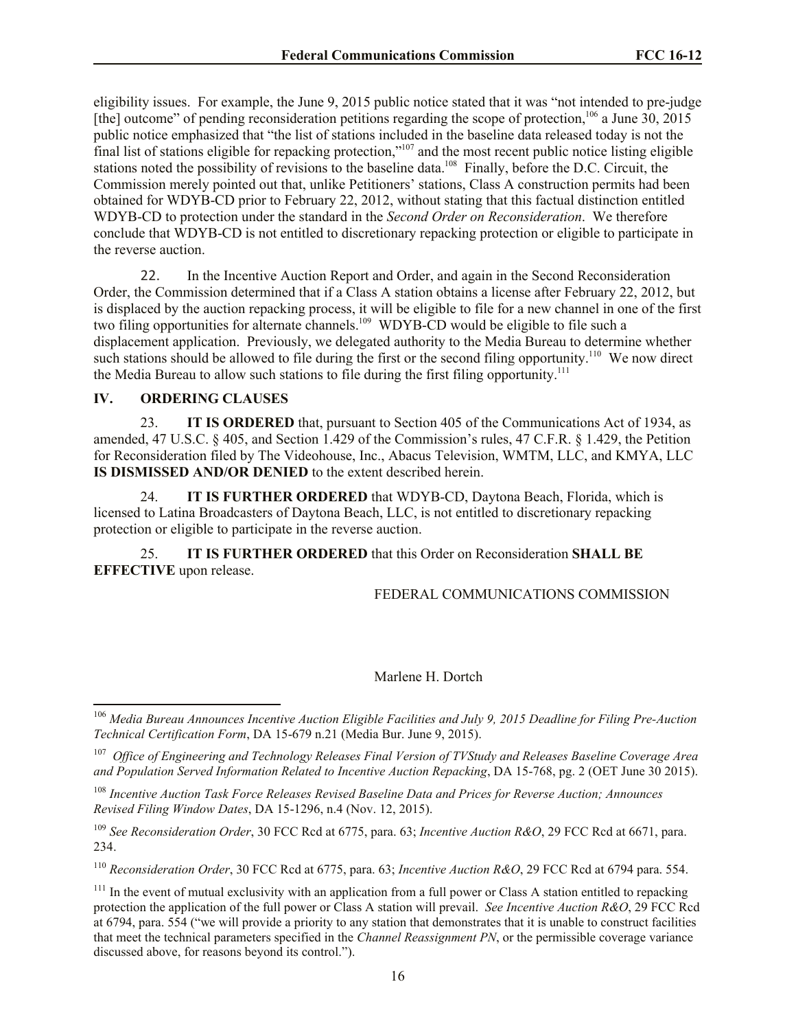eligibility issues. For example, the June 9, 2015 public notice stated that it was "not intended to pre-judge [the] outcome" of pending reconsideration petitions regarding the scope of protection,[106] a June 30, 2015 public notice emphasized that "the list of stations included in the baseline data released today is not the final list of stations eligible for repacking protection,"[107] and the most recent public notice listing eligible stations noted the possibility of revisions to the baseline data.[108] Finally, before the D.C. Circuit, the Commission merely pointed out that, unlike Petitioners' stations, Class A construction permits had been obtained for WDYB-CD prior to February 22, 2012, without stating that this factual distinction entitled WDYB-CD to protection under the standard in the *Second Order on Reconsideration*. We therefore conclude that WDYB-CD is not entitled to discretionary repacking protection or eligible to participate in the reverse auction.

22. In the Incentive Auction Report and Order, and again in the Second Reconsideration Order, the Commission determined that if a Class A station obtains a license after February 22, 2012, but is displaced by the auction repacking process, it will be eligible to file for a new channel in one of the first two filing opportunities for alternate channels.[109] WDYB-CD would be eligible to file such a displacement application. Previously, we delegated authority to the Media Bureau to determine whether such stations should be allowed to file during the first or the second filing opportunity.[110] We now direct the Media Bureau to allow such stations to file during the first filing opportunity.[111]

## IV. ORDERING CLAUSES

23. **IT IS ORDERED** that, pursuant to Section 405 of the Communications Act of 1934, as amended, 47 U.S.C. § 405, and Section 1.429 of the Commission's rules, 47 C.F.R. § 1.429, the Petition for Reconsideration filed by The Videohouse, Inc., Abacus Television, WMTM, LLC, and KMYA, LLC **IS DISMISSED AND/OR DENIED** to the extent described herein.

24. **IT IS FURTHER ORDERED** that WDYB-CD, Daytona Beach, Florida, which is licensed to Latina Broadcasters of Daytona Beach, LLC, is not entitled to discretionary repacking protection or eligible to participate in the reverse auction.

25. **IT IS FURTHER ORDERED** that this Order on Reconsideration **SHALL BE EFFECTIVE** upon release.

FEDERAL COMMUNICATIONS COMMISSION

Marlene H. Dortch

---

[106] *Media Bureau Announces Incentive Auction Eligible Facilities and July 9, 2015 Deadline for Filing Pre-Auction Technical Certification Form*, DA 15-679 n.21 (Media Bur. June 9, 2015).

[107] *Office of Engineering and Technology Releases Final Version of TVStudy and Releases Baseline Coverage Area and Population Served Information Related to Incentive Auction Repacking*, DA 15-768, pg. 2 (OET June 30 2015).

[108] *Incentive Auction Task Force Releases Revised Baseline Data and Prices for Reverse Auction; Announces Revised Filing Window Dates*, DA 15-1296, n.4 (Nov. 12, 2015).

[109] *See Reconsideration Order*, 30 FCC Rcd at 6775, para. 63; *Incentive Auction R&O*, 29 FCC Rcd at 6671, para. 234.

[110] *Reconsideration Order*, 30 FCC Rcd at 6775, para. 63; *Incentive Auction R&O*, 29 FCC Rcd at 6794 para. 554.

[111] In the event of mutual exclusivity with an application from a full power or Class A station entitled to repacking protection the application of the full power or Class A station will prevail. *See Incentive Auction R&O*, 29 FCC Rcd at 6794, para. 554 ("we will provide a priority to any station that demonstrates that it is unable to construct facilities that meet the technical parameters specified in the *Channel Reassignment PN*, or the permissible coverage variance discussed above, for reasons beyond its control.").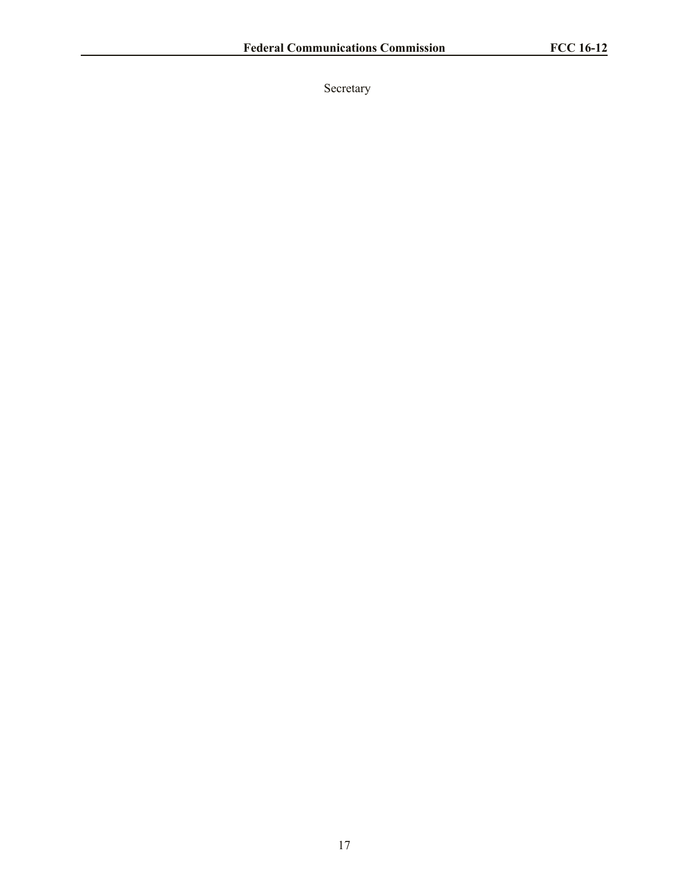Secretary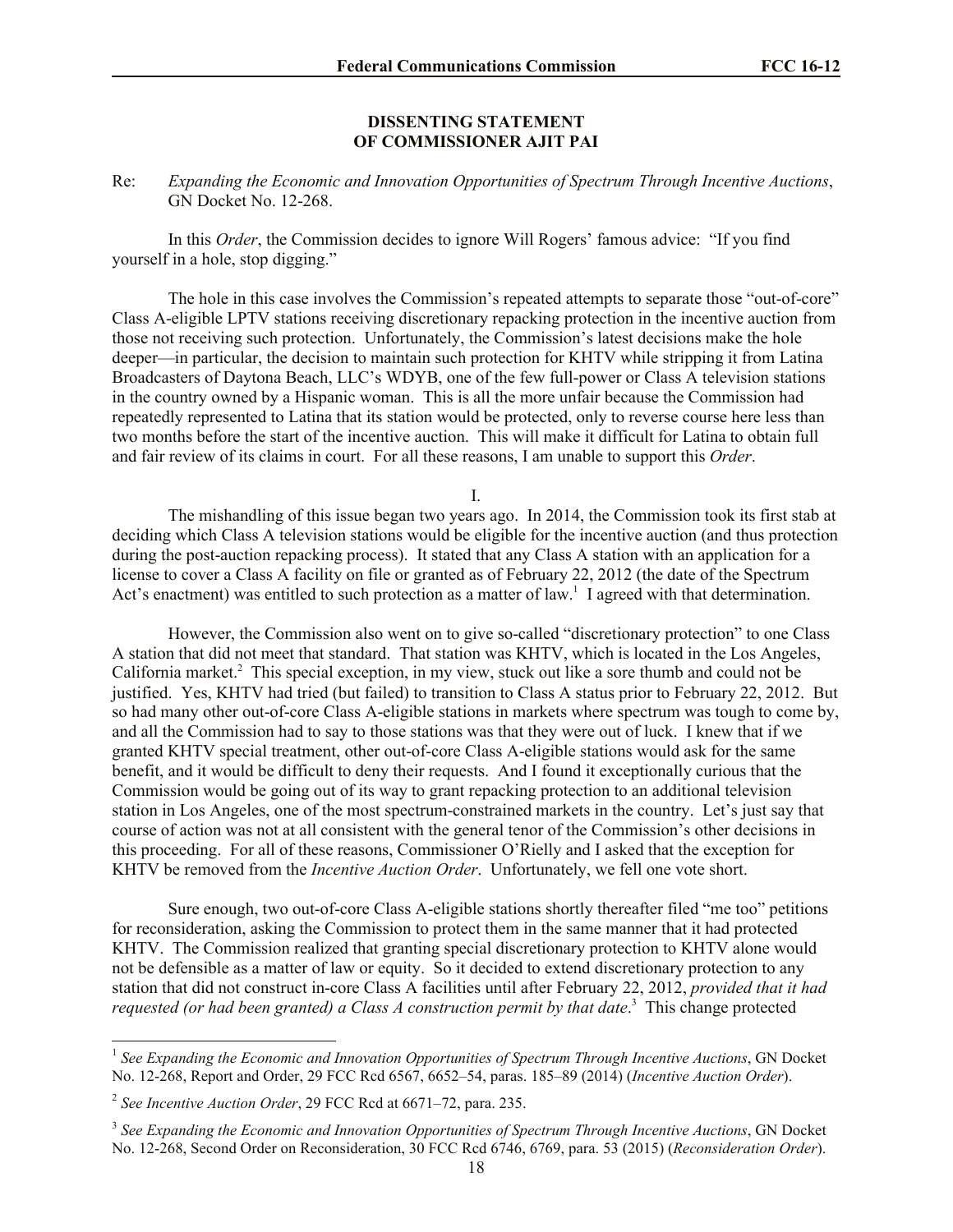## DISSENTING STATEMENT
## OF COMMISSIONER AJIT PAI

Re: *Expanding the Economic and Innovation Opportunities of Spectrum Through Incentive Auctions*, GN Docket No. 12-268.

In this *Order*, the Commission decides to ignore Will Rogers' famous advice: "If you find yourself in a hole, stop digging."

The hole in this case involves the Commission's repeated attempts to separate those "out-of-core" Class A-eligible LPTV stations receiving discretionary repacking protection in the incentive auction from those not receiving such protection. Unfortunately, the Commission's latest decisions make the hole deeper—in particular, the decision to maintain such protection for KHTV while stripping it from Latina Broadcasters of Daytona Beach, LLC's WDYB, one of the few full-power or Class A television stations in the country owned by a Hispanic woman. This is all the more unfair because the Commission had repeatedly represented to Latina that its station would be protected, only to reverse course here less than two months before the start of the incentive auction. This will make it difficult for Latina to obtain full and fair review of its claims in court. For all these reasons, I am unable to support this *Order*.

I.

The mishandling of this issue began two years ago. In 2014, the Commission took its first stab at deciding which Class A television stations would be eligible for the incentive auction (and thus protection during the post-auction repacking process). It stated that any Class A station with an application for a license to cover a Class A facility on file or granted as of February 22, 2012 (the date of the Spectrum Act's enactment) was entitled to such protection as a matter of law.[1] I agreed with that determination.

However, the Commission also went on to give so-called "discretionary protection" to one Class A station that did not meet that standard. That station was KHTV, which is located in the Los Angeles, California market.[2] This special exception, in my view, stuck out like a sore thumb and could not be justified. Yes, KHTV had tried (but failed) to transition to Class A status prior to February 22, 2012. But so had many other out-of-core Class A-eligible stations in markets where spectrum was tough to come by, and all the Commission had to say to those stations was that they were out of luck. I knew that if we granted KHTV special treatment, other out-of-core Class A-eligible stations would ask for the same benefit, and it would be difficult to deny their requests. And I found it exceptionally curious that the Commission would be going out of its way to grant repacking protection to an additional television station in Los Angeles, one of the most spectrum-constrained markets in the country. Let's just say that course of action was not at all consistent with the general tenor of the Commission's other decisions in this proceeding. For all of these reasons, Commissioner O'Rielly and I asked that the exception for KHTV be removed from the *Incentive Auction Order*. Unfortunately, we fell one vote short.

Sure enough, two out-of-core Class A-eligible stations shortly thereafter filed "me too" petitions for reconsideration, asking the Commission to protect them in the same manner that it had protected KHTV. The Commission realized that granting special discretionary protection to KHTV alone would not be defensible as a matter of law or equity. So it decided to extend discretionary protection to any station that did not construct in-core Class A facilities until after February 22, 2012, *provided that it had requested (or had been granted) a Class A construction permit by that date*.[3] This change protected

---

[1] *See Expanding the Economic and Innovation Opportunities of Spectrum Through Incentive Auctions*, GN Docket No. 12-268, Report and Order, 29 FCC Rcd 6567, 6652–54, paras. 185–89 (2014) (*Incentive Auction Order*).

[2] *See Incentive Auction Order*, 29 FCC Rcd at 6671–72, para. 235.

[3] *See Expanding the Economic and Innovation Opportunities of Spectrum Through Incentive Auctions*, GN Docket No. 12-268, Second Order on Reconsideration, 30 FCC Rcd 6746, 6769, para. 53 (2015) (*Reconsideration Order*).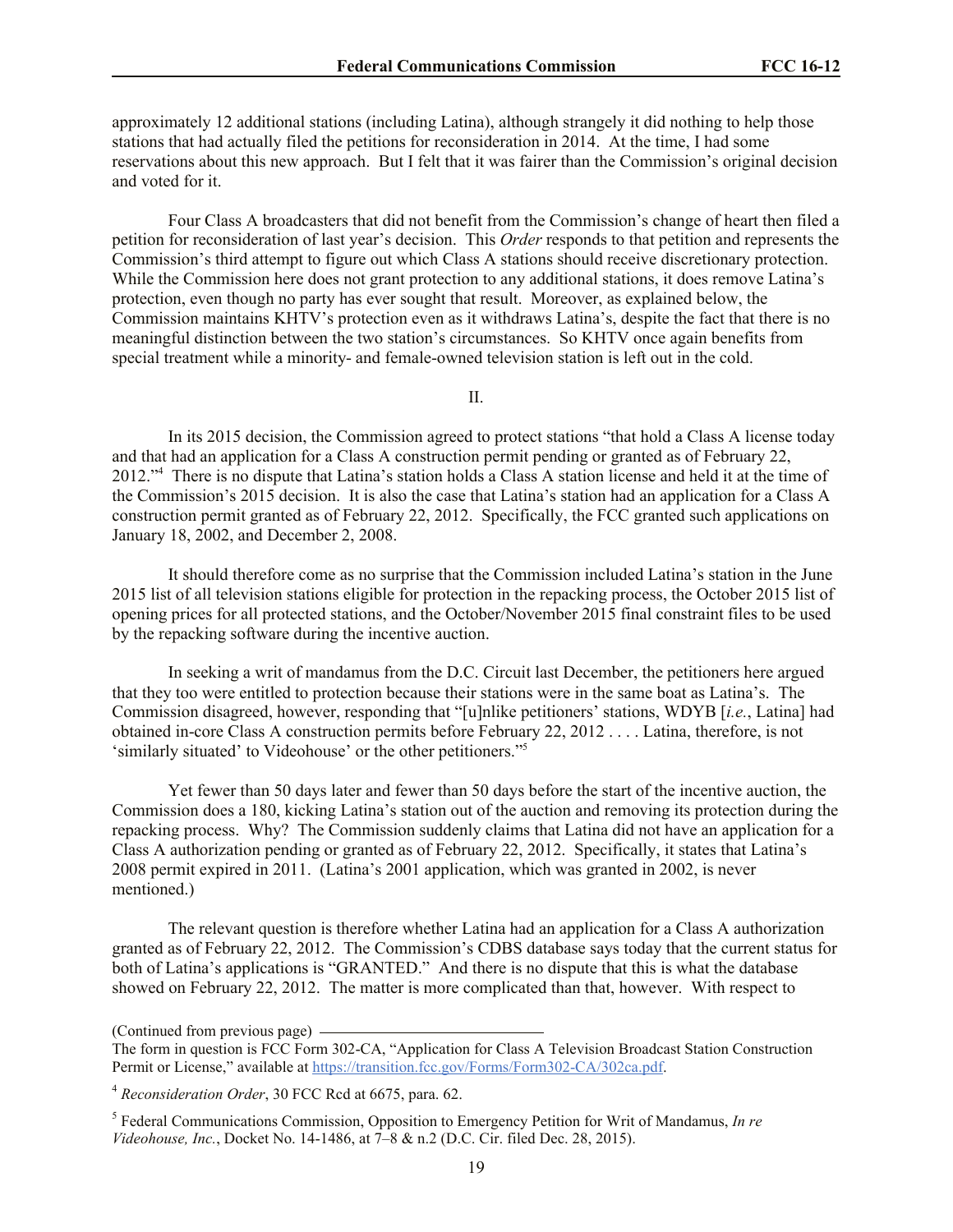approximately 12 additional stations (including Latina), although strangely it did nothing to help those stations that had actually filed the petitions for reconsideration in 2014. At the time, I had some reservations about this new approach. But I felt that it was fairer than the Commission's original decision and voted for it.

Four Class A broadcasters that did not benefit from the Commission's change of heart then filed a petition for reconsideration of last year's decision. This *Order* responds to that petition and represents the Commission's third attempt to figure out which Class A stations should receive discretionary protection. While the Commission here does not grant protection to any additional stations, it does remove Latina's protection, even though no party has ever sought that result. Moreover, as explained below, the Commission maintains KHTV's protection even as it withdraws Latina's, despite the fact that there is no meaningful distinction between the two station's circumstances. So KHTV once again benefits from special treatment while a minority- and female-owned television station is left out in the cold.

II.

In its 2015 decision, the Commission agreed to protect stations "that hold a Class A license today and that had an application for a Class A construction permit pending or granted as of February 22, 2012."[4] There is no dispute that Latina's station holds a Class A station license and held it at the time of the Commission's 2015 decision. It is also the case that Latina's station had an application for a Class A construction permit granted as of February 22, 2012. Specifically, the FCC granted such applications on January 18, 2002, and December 2, 2008.

It should therefore come as no surprise that the Commission included Latina's station in the June 2015 list of all television stations eligible for protection in the repacking process, the October 2015 list of opening prices for all protected stations, and the October/November 2015 final constraint files to be used by the repacking software during the incentive auction.

In seeking a writ of mandamus from the D.C. Circuit last December, the petitioners here argued that they too were entitled to protection because their stations were in the same boat as Latina's. The Commission disagreed, however, responding that "[u]nlike petitioners' stations, WDYB [*i.e.*, Latina] had obtained in-core Class A construction permits before February 22, 2012 . . . . Latina, therefore, is not 'similarly situated' to Videohouse' or the other petitioners."[5]

Yet fewer than 50 days later and fewer than 50 days before the start of the incentive auction, the Commission does a 180, kicking Latina's station out of the auction and removing its protection during the repacking process. Why? The Commission suddenly claims that Latina did not have an application for a Class A authorization pending or granted as of February 22, 2012. Specifically, it states that Latina's 2008 permit expired in 2011. (Latina's 2001 application, which was granted in 2002, is never mentioned.)

The relevant question is therefore whether Latina had an application for a Class A authorization granted as of February 22, 2012. The Commission's CDBS database says today that the current status for both of Latina's applications is "GRANTED." And there is no dispute that this is what the database showed on February 22, 2012. The matter is more complicated than that, however. With respect to

(Continued from previous page)

The form in question is FCC Form 302-CA, "Application for Class A Television Broadcast Station Construction Permit or License," available at https://transition.fcc.gov/Forms/Form302-CA/302ca.pdf.

[4] *Reconsideration Order*, 30 FCC Rcd at 6675, para. 62.

[5] Federal Communications Commission, Opposition to Emergency Petition for Writ of Mandamus, *In re Videohouse, Inc.*, Docket No. 14-1486, at 7–8 & n.2 (D.C. Cir. filed Dec. 28, 2015).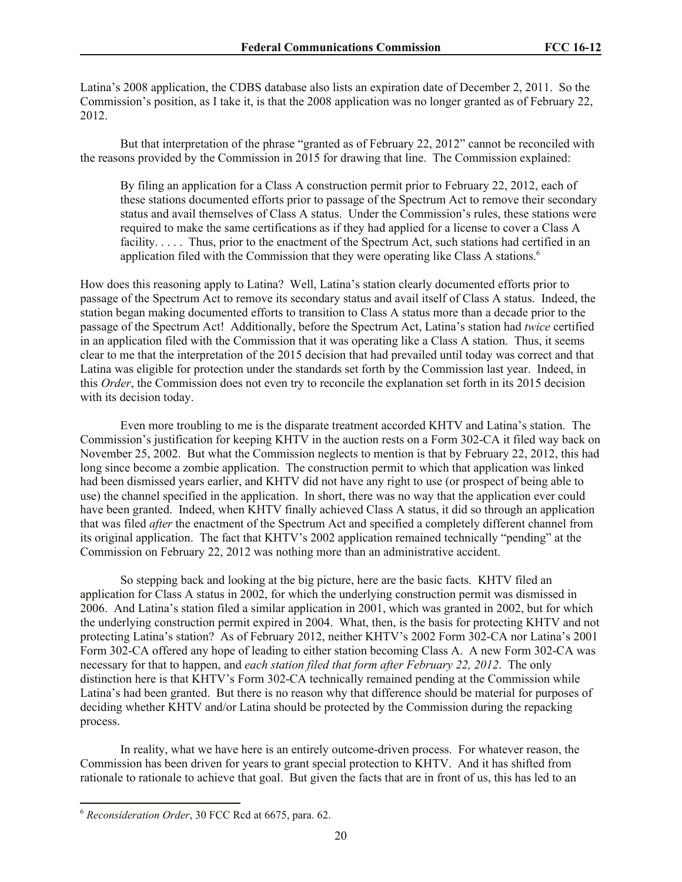Latina's 2008 application, the CDBS database also lists an expiration date of December 2, 2011. So the Commission's position, as I take it, is that the 2008 application was no longer granted as of February 22, 2012.

But that interpretation of the phrase "granted as of February 22, 2012" cannot be reconciled with the reasons provided by the Commission in 2015 for drawing that line. The Commission explained:

> By filing an application for a Class A construction permit prior to February 22, 2012, each of these stations documented efforts prior to passage of the Spectrum Act to remove their secondary status and avail themselves of Class A status. Under the Commission's rules, these stations were required to make the same certifications as if they had applied for a license to cover a Class A facility. . . . . Thus, prior to the enactment of the Spectrum Act, such stations had certified in an application filed with the Commission that they were operating like Class A stations.[6]

How does this reasoning apply to Latina? Well, Latina's station clearly documented efforts prior to passage of the Spectrum Act to remove its secondary status and avail itself of Class A status. Indeed, the station began making documented efforts to transition to Class A status more than a decade prior to the passage of the Spectrum Act! Additionally, before the Spectrum Act, Latina's station had *twice* certified in an application filed with the Commission that it was operating like a Class A station. Thus, it seems clear to me that the interpretation of the 2015 decision that had prevailed until today was correct and that Latina was eligible for protection under the standards set forth by the Commission last year. Indeed, in this *Order*, the Commission does not even try to reconcile the explanation set forth in its 2015 decision with its decision today.

Even more troubling to me is the disparate treatment accorded KHTV and Latina's station. The Commission's justification for keeping KHTV in the auction rests on a Form 302-CA it filed way back on November 25, 2002. But what the Commission neglects to mention is that by February 22, 2012, this had long since become a zombie application. The construction permit to which that application was linked had been dismissed years earlier, and KHTV did not have any right to use (or prospect of being able to use) the channel specified in the application. In short, there was no way that the application ever could have been granted. Indeed, when KHTV finally achieved Class A status, it did so through an application that was filed *after* the enactment of the Spectrum Act and specified a completely different channel from its original application. The fact that KHTV's 2002 application remained technically "pending" at the Commission on February 22, 2012 was nothing more than an administrative accident.

So stepping back and looking at the big picture, here are the basic facts. KHTV filed an application for Class A status in 2002, for which the underlying construction permit was dismissed in 2006. And Latina's station filed a similar application in 2001, which was granted in 2002, but for which the underlying construction permit expired in 2004. What, then, is the basis for protecting KHTV and not protecting Latina's station? As of February 2012, neither KHTV's 2002 Form 302-CA nor Latina's 2001 Form 302-CA offered any hope of leading to either station becoming Class A. A new Form 302-CA was necessary for that to happen, and *each station filed that form after February 22, 2012*. The only distinction here is that KHTV's Form 302-CA technically remained pending at the Commission while Latina's had been granted. But there is no reason why that difference should be material for purposes of deciding whether KHTV and/or Latina should be protected by the Commission during the repacking process.

In reality, what we have here is an entirely outcome-driven process. For whatever reason, the Commission has been driven for years to grant special protection to KHTV. And it has shifted from rationale to rationale to achieve that goal. But given the facts that are in front of us, this has led to an

---

[6] *Reconsideration Order*, 30 FCC Rcd at 6675, para. 62.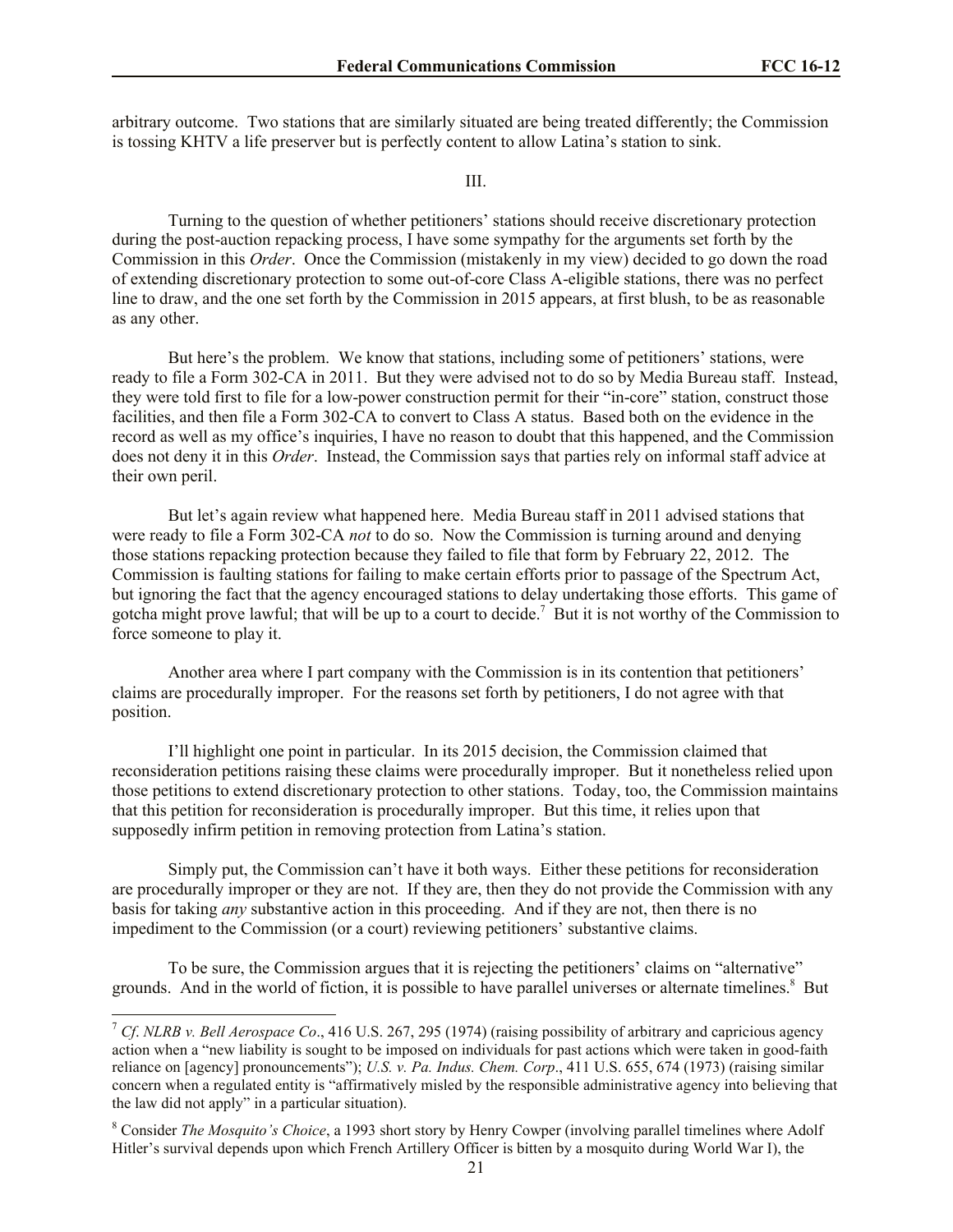arbitrary outcome. Two stations that are similarly situated are being treated differently; the Commission is tossing KHTV a life preserver but is perfectly content to allow Latina's station to sink.

III.

Turning to the question of whether petitioners' stations should receive discretionary protection during the post-auction repacking process, I have some sympathy for the arguments set forth by the Commission in this *Order*. Once the Commission (mistakenly in my view) decided to go down the road of extending discretionary protection to some out-of-core Class A-eligible stations, there was no perfect line to draw, and the one set forth by the Commission in 2015 appears, at first blush, to be as reasonable as any other.

But here's the problem. We know that stations, including some of petitioners' stations, were ready to file a Form 302-CA in 2011. But they were advised not to do so by Media Bureau staff. Instead, they were told first to file for a low-power construction permit for their "in-core" station, construct those facilities, and then file a Form 302-CA to convert to Class A status. Based both on the evidence in the record as well as my office's inquiries, I have no reason to doubt that this happened, and the Commission does not deny it in this *Order*. Instead, the Commission says that parties rely on informal staff advice at their own peril.

But let's again review what happened here. Media Bureau staff in 2011 advised stations that were ready to file a Form 302-CA *not* to do so. Now the Commission is turning around and denying those stations repacking protection because they failed to file that form by February 22, 2012. The Commission is faulting stations for failing to make certain efforts prior to passage of the Spectrum Act, but ignoring the fact that the agency encouraged stations to delay undertaking those efforts. This game of gotcha might prove lawful; that will be up to a court to decide.[7] But it is not worthy of the Commission to force someone to play it.

Another area where I part company with the Commission is in its contention that petitioners' claims are procedurally improper. For the reasons set forth by petitioners, I do not agree with that position.

I'll highlight one point in particular. In its 2015 decision, the Commission claimed that reconsideration petitions raising these claims were procedurally improper. But it nonetheless relied upon those petitions to extend discretionary protection to other stations. Today, too, the Commission maintains that this petition for reconsideration is procedurally improper. But this time, it relies upon that supposedly infirm petition in removing protection from Latina's station.

Simply put, the Commission can't have it both ways. Either these petitions for reconsideration are procedurally improper or they are not. If they are, then they do not provide the Commission with any basis for taking *any* substantive action in this proceeding. And if they are not, then there is no impediment to the Commission (or a court) reviewing petitioners' substantive claims.

To be sure, the Commission argues that it is rejecting the petitioners' claims on "alternative" grounds. And in the world of fiction, it is possible to have parallel universes or alternate timelines.[8] But

---

[7] *Cf. NLRB v. Bell Aerospace Co*., 416 U.S. 267, 295 (1974) (raising possibility of arbitrary and capricious agency action when a "new liability is sought to be imposed on individuals for past actions which were taken in good-faith reliance on [agency] pronouncements"); *U.S. v. Pa. Indus. Chem. Corp*., 411 U.S. 655, 674 (1973) (raising similar concern when a regulated entity is "affirmatively misled by the responsible administrative agency into believing that the law did not apply" in a particular situation).

[8] Consider *The Mosquito's Choice*, a 1993 short story by Henry Cowper (involving parallel timelines where Adolf Hitler's survival depends upon which French Artillery Officer is bitten by a mosquito during World War I), the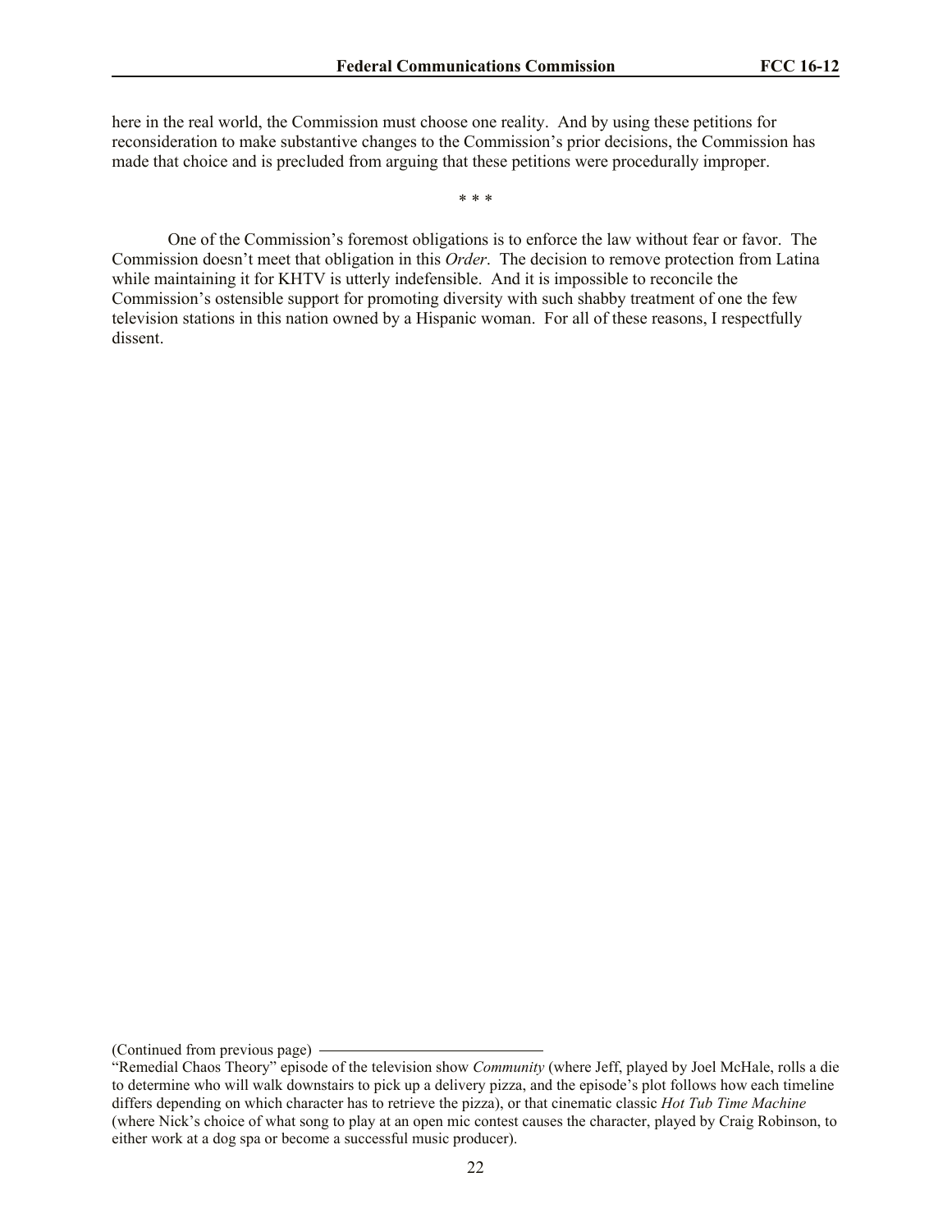here in the real world, the Commission must choose one reality. And by using these petitions for reconsideration to make substantive changes to the Commission's prior decisions, the Commission has made that choice and is precluded from arguing that these petitions were procedurally improper.

\* \* \*

One of the Commission's foremost obligations is to enforce the law without fear or favor. The Commission doesn't meet that obligation in this *Order*. The decision to remove protection from Latina while maintaining it for KHTV is utterly indefensible. And it is impossible to reconcile the Commission's ostensible support for promoting diversity with such shabby treatment of one the few television stations in this nation owned by a Hispanic woman. For all of these reasons, I respectfully dissent.

---

(Continued from previous page)

"Remedial Chaos Theory" episode of the television show *Community* (where Jeff, played by Joel McHale, rolls a die to determine who will walk downstairs to pick up a delivery pizza, and the episode's plot follows how each timeline differs depending on which character has to retrieve the pizza), or that cinematic classic *Hot Tub Time Machine* (where Nick's choice of what song to play at an open mic contest causes the character, played by Craig Robinson, to either work at a dog spa or become a successful music producer).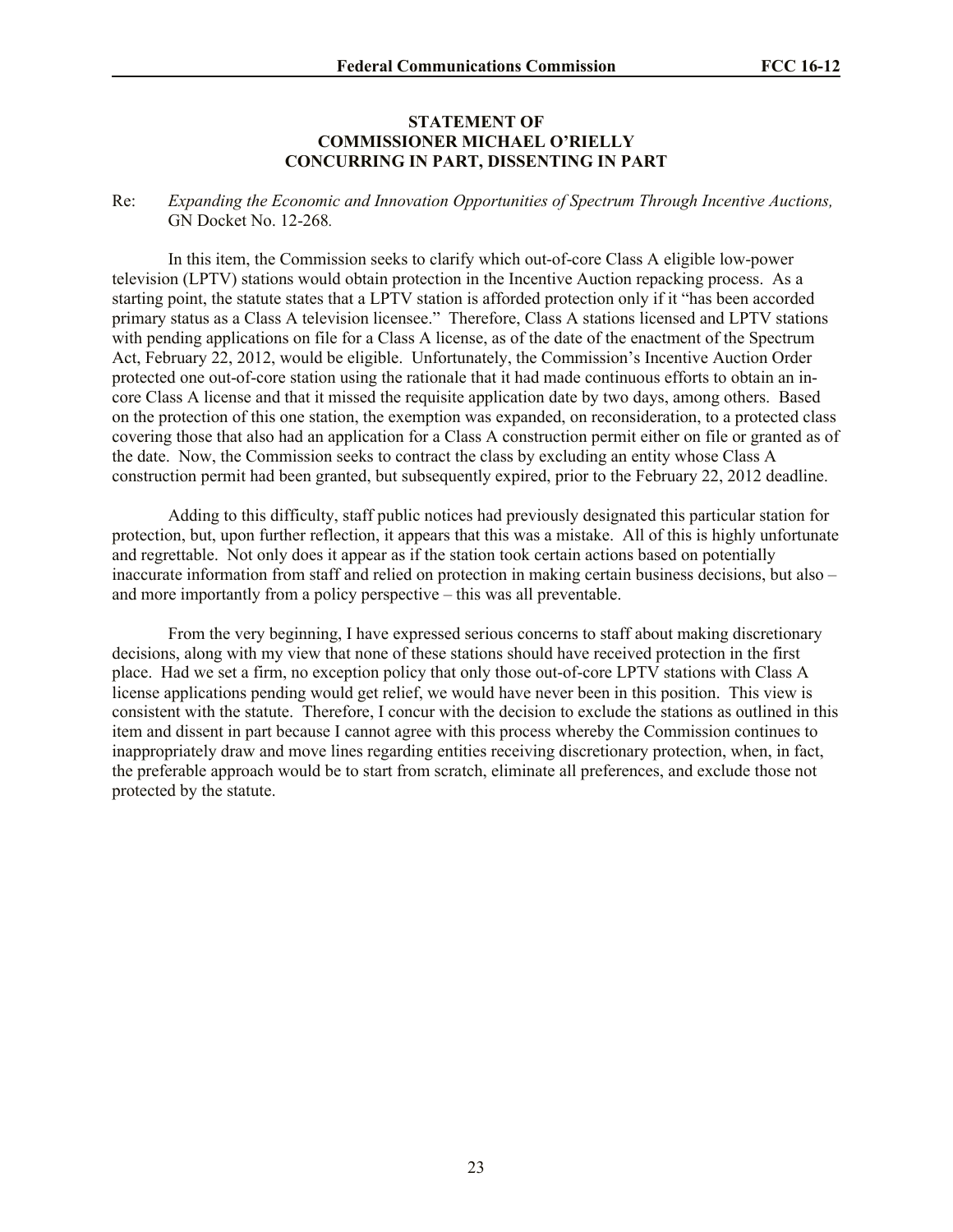**STATEMENT OF**
**COMMISSIONER MICHAEL O'RIELLY**
**CONCURRING IN PART, DISSENTING IN PART**

Re: *Expanding the Economic and Innovation Opportunities of Spectrum Through Incentive Auctions,* GN Docket No. 12-268*.*

In this item, the Commission seeks to clarify which out-of-core Class A eligible low-power television (LPTV) stations would obtain protection in the Incentive Auction repacking process. As a starting point, the statute states that a LPTV station is afforded protection only if it "has been accorded primary status as a Class A television licensee." Therefore, Class A stations licensed and LPTV stations with pending applications on file for a Class A license, as of the date of the enactment of the Spectrum Act, February 22, 2012, would be eligible. Unfortunately, the Commission's Incentive Auction Order protected one out-of-core station using the rationale that it had made continuous efforts to obtain an in-core Class A license and that it missed the requisite application date by two days, among others. Based on the protection of this one station, the exemption was expanded, on reconsideration, to a protected class covering those that also had an application for a Class A construction permit either on file or granted as of the date. Now, the Commission seeks to contract the class by excluding an entity whose Class A construction permit had been granted, but subsequently expired, prior to the February 22, 2012 deadline.

Adding to this difficulty, staff public notices had previously designated this particular station for protection, but, upon further reflection, it appears that this was a mistake. All of this is highly unfortunate and regrettable. Not only does it appear as if the station took certain actions based on potentially inaccurate information from staff and relied on protection in making certain business decisions, but also – and more importantly from a policy perspective – this was all preventable.

From the very beginning, I have expressed serious concerns to staff about making discretionary decisions, along with my view that none of these stations should have received protection in the first place. Had we set a firm, no exception policy that only those out-of-core LPTV stations with Class A license applications pending would get relief, we would have never been in this position. This view is consistent with the statute. Therefore, I concur with the decision to exclude the stations as outlined in this item and dissent in part because I cannot agree with this process whereby the Commission continues to inappropriately draw and move lines regarding entities receiving discretionary protection, when, in fact, the preferable approach would be to start from scratch, eliminate all preferences, and exclude those not protected by the statute.